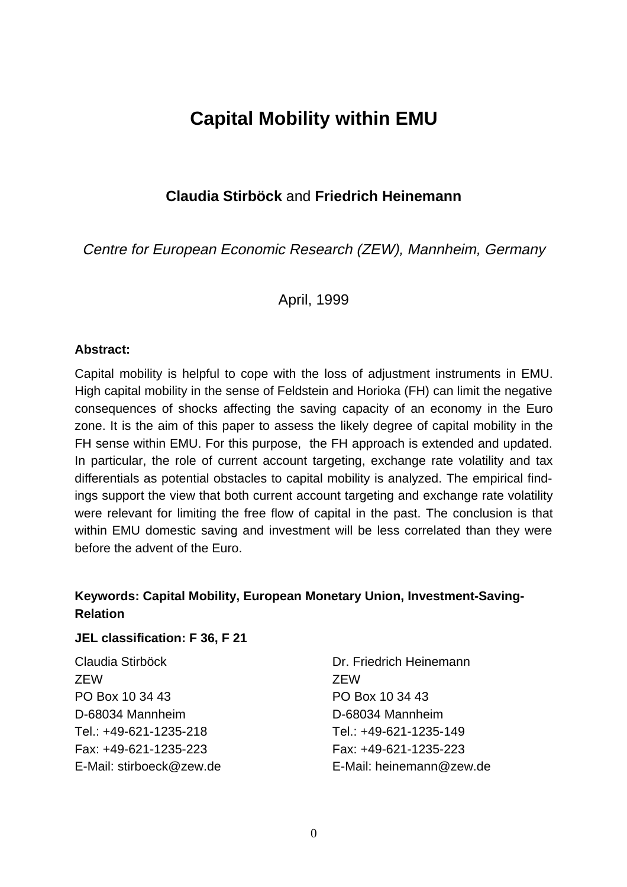# Capital Mobility within EMU

**Claudia Stirböck** and **Friedrich Heinemann**

*Centre for European Economic Research (ZEW), Mannheim, Germany*

April, 1999

**Abstract:**

Capital mobility is helpful to cope with the loss of adjustment instruments in EMU. High capital mobility in the sense of Feldstein and Horioka (FH) can limit the negative consequences of shocks affecting the saving capacity of an economy in the Euro zone. It is the aim of this paper to assess the likely degree of capital mobility in the FH sense within EMU. For this purpose, the FH approach is extended and updated. In particular, the role of current account targeting, exchange rate volatility and tax differentials as potential obstacles to capital mobility is analyzed. The empirical findings support the view that both current account targeting and exchange rate volatility were relevant for limiting the free flow of capital in the past. The conclusion is that within EMU domestic saving and investment will be less correlated than they were before the advent of the Euro.

**Keywords: Capital Mobility, European Monetary Union, Investment-Saving-Relation**

**JEL classification: F 36, F 21**

Claudia Stirböck
ZEW
PO Box 10 34 43
D-68034 Mannheim
Tel.: +49-621-1235-218
Fax: +49-621-1235-223
E-Mail: stirboeck@zew.de

Dr. Friedrich Heinemann
ZEW
PO Box 10 34 43
D-68034 Mannheim
Tel.: +49-621-1235-149
Fax: +49-621-1235-223
E-Mail: heinemann@zew.de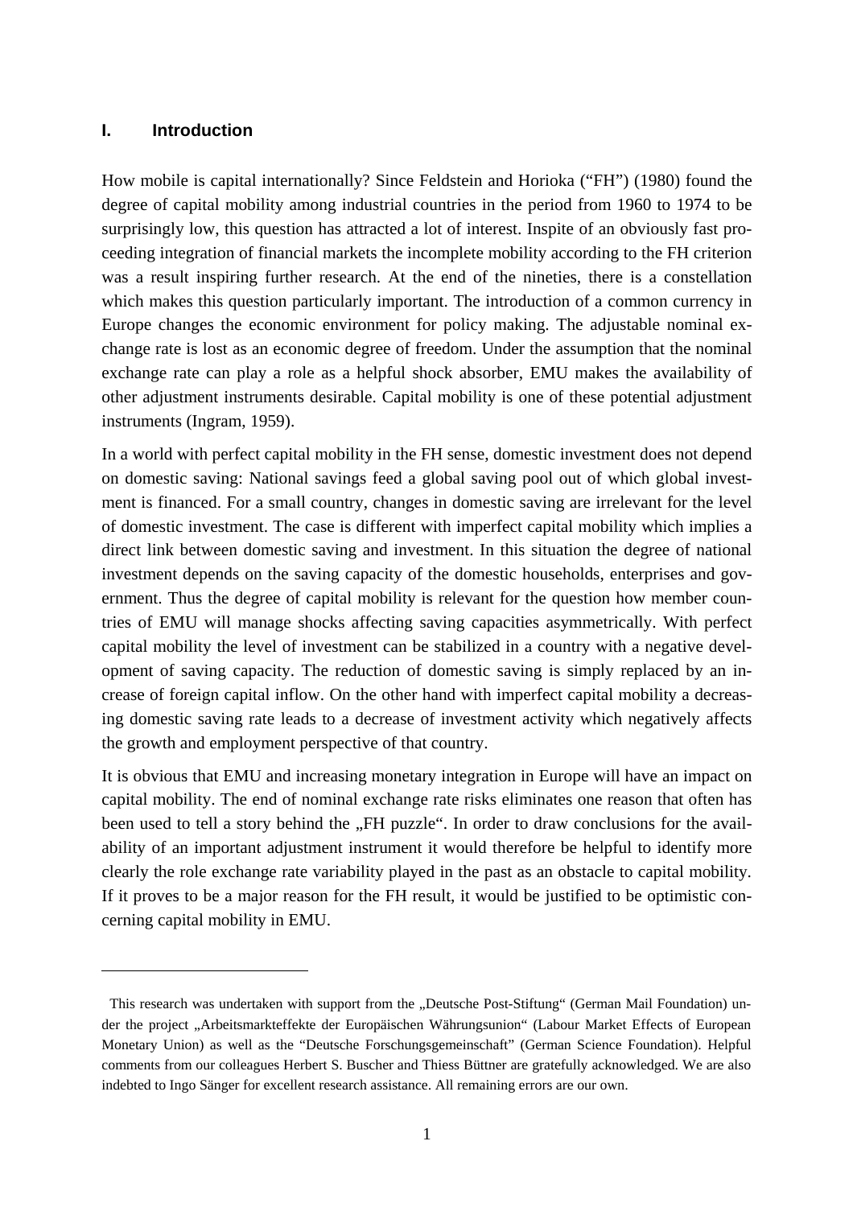# I. Introduction

How mobile is capital internationally? Since Feldstein and Horioka ("FH") (1980) found the degree of capital mobility among industrial countries in the period from 1960 to 1974 to be surprisingly low, this question has attracted a lot of interest. Inspite of an obviously fast proceeding integration of financial markets the incomplete mobility according to the FH criterion was a result inspiring further research. At the end of the nineties, there is a constellation which makes this question particularly important. The introduction of a common currency in Europe changes the economic environment for policy making. The adjustable nominal exchange rate is lost as an economic degree of freedom. Under the assumption that the nominal exchange rate can play a role as a helpful shock absorber, EMU makes the availability of other adjustment instruments desirable. Capital mobility is one of these potential adjustment instruments (Ingram, 1959).

In a world with perfect capital mobility in the FH sense, domestic investment does not depend on domestic saving: National savings feed a global saving pool out of which global investment is financed. For a small country, changes in domestic saving are irrelevant for the level of domestic investment. The case is different with imperfect capital mobility which implies a direct link between domestic saving and investment. In this situation the degree of national investment depends on the saving capacity of the domestic households, enterprises and government. Thus the degree of capital mobility is relevant for the question how member countries of EMU will manage shocks affecting saving capacities asymmetrically. With perfect capital mobility the level of investment can be stabilized in a country with a negative development of saving capacity. The reduction of domestic saving is simply replaced by an increase of foreign capital inflow. On the other hand with imperfect capital mobility a decreasing domestic saving rate leads to a decrease of investment activity which negatively affects the growth and employment perspective of that country.

It is obvious that EMU and increasing monetary integration in Europe will have an impact on capital mobility. The end of nominal exchange rate risks eliminates one reason that often has been used to tell a story behind the „FH puzzle". In order to draw conclusions for the availability of an important adjustment instrument it would therefore be helpful to identify more clearly the role exchange rate variability played in the past as an obstacle to capital mobility. If it proves to be a major reason for the FH result, it would be justified to be optimistic concerning capital mobility in EMU.

---

This research was undertaken with support from the „Deutsche Post-Stiftung" (German Mail Foundation) under the project „Arbeitsmarkteffekte der Europäischen Währungsunion" (Labour Market Effects of European Monetary Union) as well as the "Deutsche Forschungsgemeinschaft" (German Science Foundation). Helpful comments from our colleagues Herbert S. Buscher and Thiess Büttner are gratefully acknowledged. We are also indebted to Ingo Sänger for excellent research assistance. All remaining errors are our own.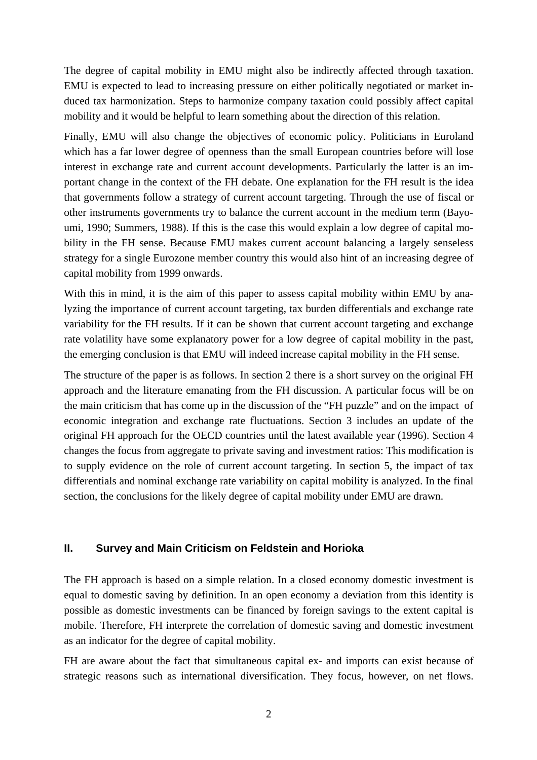The degree of capital mobility in EMU might also be indirectly affected through taxation. EMU is expected to lead to increasing pressure on either politically negotiated or market induced tax harmonization. Steps to harmonize company taxation could possibly affect capital mobility and it would be helpful to learn something about the direction of this relation.

Finally, EMU will also change the objectives of economic policy. Politicians in Euroland which has a far lower degree of openness than the small European countries before will lose interest in exchange rate and current account developments. Particularly the latter is an important change in the context of the FH debate. One explanation for the FH result is the idea that governments follow a strategy of current account targeting. Through the use of fiscal or other instruments governments try to balance the current account in the medium term (Bayoumi, 1990; Summers, 1988). If this is the case this would explain a low degree of capital mobility in the FH sense. Because EMU makes current account balancing a largely senseless strategy for a single Eurozone member country this would also hint of an increasing degree of capital mobility from 1999 onwards.

With this in mind, it is the aim of this paper to assess capital mobility within EMU by analyzing the importance of current account targeting, tax burden differentials and exchange rate variability for the FH results. If it can be shown that current account targeting and exchange rate volatility have some explanatory power for a low degree of capital mobility in the past, the emerging conclusion is that EMU will indeed increase capital mobility in the FH sense.

The structure of the paper is as follows. In section 2 there is a short survey on the original FH approach and the literature emanating from the FH discussion. A particular focus will be on the main criticism that has come up in the discussion of the "FH puzzle" and on the impact of economic integration and exchange rate fluctuations. Section 3 includes an update of the original FH approach for the OECD countries until the latest available year (1996). Section 4 changes the focus from aggregate to private saving and investment ratios: This modification is to supply evidence on the role of current account targeting. In section 5, the impact of tax differentials and nominal exchange rate variability on capital mobility is analyzed. In the final section, the conclusions for the likely degree of capital mobility under EMU are drawn.

## II. Survey and Main Criticism on Feldstein and Horioka

The FH approach is based on a simple relation. In a closed economy domestic investment is equal to domestic saving by definition. In an open economy a deviation from this identity is possible as domestic investments can be financed by foreign savings to the extent capital is mobile. Therefore, FH interprete the correlation of domestic saving and domestic investment as an indicator for the degree of capital mobility.

FH are aware about the fact that simultaneous capital ex- and imports can exist because of strategic reasons such as international diversification. They focus, however, on net flows.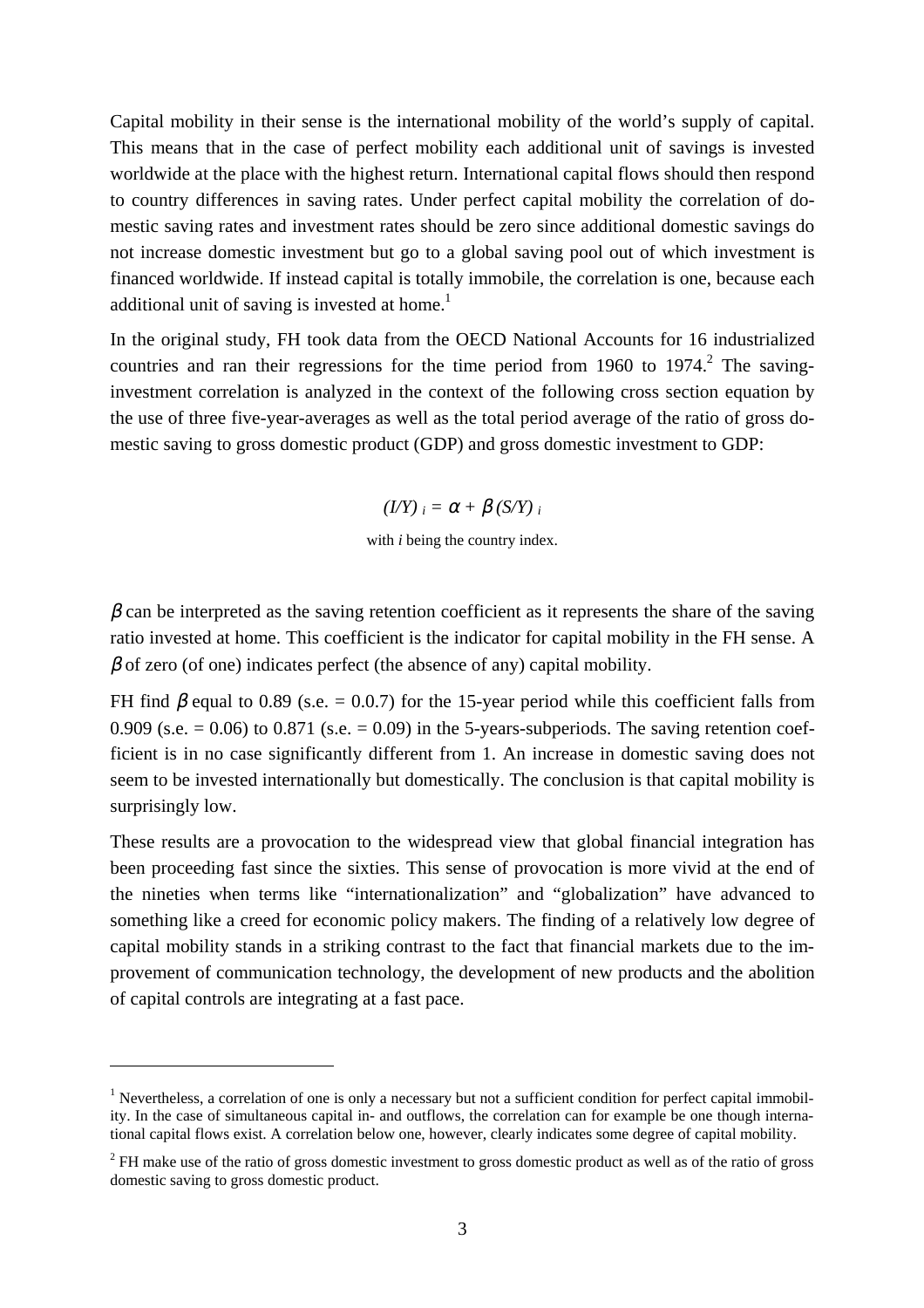Capital mobility in their sense is the international mobility of the world's supply of capital. This means that in the case of perfect mobility each additional unit of savings is invested worldwide at the place with the highest return. International capital flows should then respond to country differences in saving rates. Under perfect capital mobility the correlation of domestic saving rates and investment rates should be zero since additional domestic savings do not increase domestic investment but go to a global saving pool out of which investment is financed worldwide. If instead capital is totally immobile, the correlation is one, because each additional unit of saving is invested at home.[1]

In the original study, FH took data from the OECD National Accounts for 16 industrialized countries and ran their regressions for the time period from 1960 to 1974.[2] The saving-investment correlation is analyzed in the context of the following cross section equation by the use of three five-year-averages as well as the total period average of the ratio of gross domestic saving to gross domestic product (GDP) and gross domestic investment to GDP:

$$(I/Y)_i = \alpha + \beta (S/Y)_i$$

with *i* being the country index.

$\beta$ can be interpreted as the saving retention coefficient as it represents the share of the saving ratio invested at home. This coefficient is the indicator for capital mobility in the FH sense. A $\beta$ of zero (of one) indicates perfect (the absence of any) capital mobility.

FH find $\beta$ equal to 0.89 (s.e. = 0.0.7) for the 15-year period while this coefficient falls from 0.909 (s.e. = 0.06) to 0.871 (s.e. = 0.09) in the 5-years-subperiods. The saving retention coefficient is in no case significantly different from 1. An increase in domestic saving does not seem to be invested internationally but domestically. The conclusion is that capital mobility is surprisingly low.

These results are a provocation to the widespread view that global financial integration has been proceeding fast since the sixties. This sense of provocation is more vivid at the end of the nineties when terms like "internationalization" and "globalization" have advanced to something like a creed for economic policy makers. The finding of a relatively low degree of capital mobility stands in a striking contrast to the fact that financial markets due to the improvement of communication technology, the development of new products and the abolition of capital controls are integrating at a fast pace.

---

[1] Nevertheless, a correlation of one is only a necessary but not a sufficient condition for perfect capital immobility. In the case of simultaneous capital in- and outflows, the correlation can for example be one though international capital flows exist. A correlation below one, however, clearly indicates some degree of capital mobility.

[2] FH make use of the ratio of gross domestic investment to gross domestic product as well as of the ratio of gross domestic saving to gross domestic product.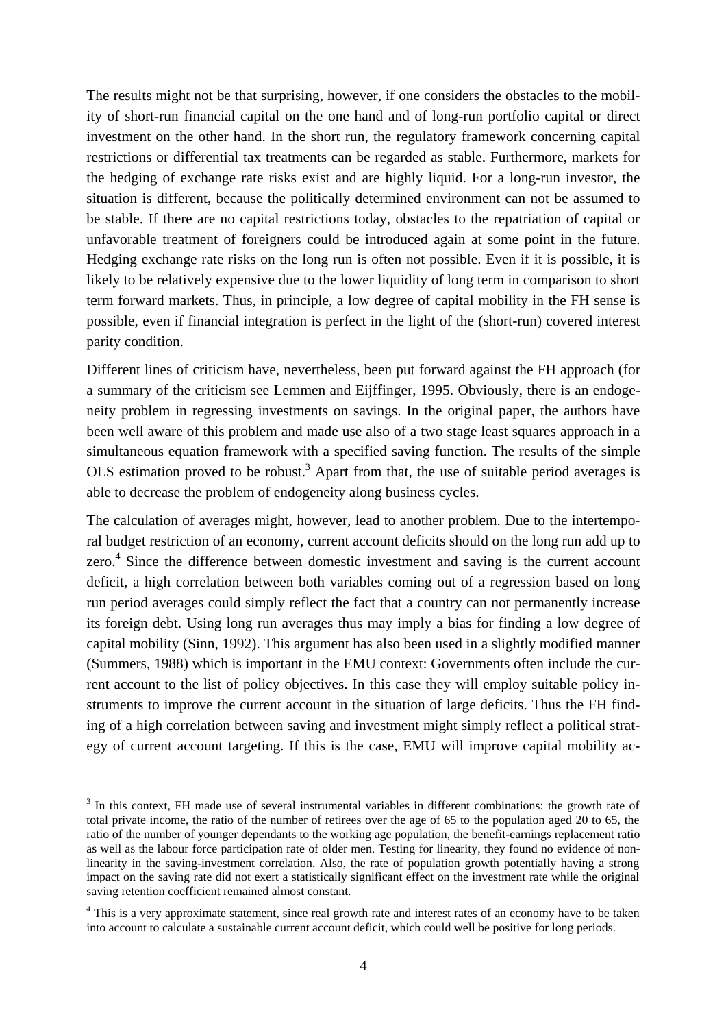The results might not be that surprising, however, if one considers the obstacles to the mobility of short-run financial capital on the one hand and of long-run portfolio capital or direct investment on the other hand. In the short run, the regulatory framework concerning capital restrictions or differential tax treatments can be regarded as stable. Furthermore, markets for the hedging of exchange rate risks exist and are highly liquid. For a long-run investor, the situation is different, because the politically determined environment can not be assumed to be stable. If there are no capital restrictions today, obstacles to the repatriation of capital or unfavorable treatment of foreigners could be introduced again at some point in the future. Hedging exchange rate risks on the long run is often not possible. Even if it is possible, it is likely to be relatively expensive due to the lower liquidity of long term in comparison to short term forward markets. Thus, in principle, a low degree of capital mobility in the FH sense is possible, even if financial integration is perfect in the light of the (short-run) covered interest parity condition.

Different lines of criticism have, nevertheless, been put forward against the FH approach (for a summary of the criticism see Lemmen and Eijffinger, 1995. Obviously, there is an endogeneity problem in regressing investments on savings. In the original paper, the authors have been well aware of this problem and made use also of a two stage least squares approach in a simultaneous equation framework with a specified saving function. The results of the simple OLS estimation proved to be robust.[3] Apart from that, the use of suitable period averages is able to decrease the problem of endogeneity along business cycles.

The calculation of averages might, however, lead to another problem. Due to the intertemporal budget restriction of an economy, current account deficits should on the long run add up to zero.[4] Since the difference between domestic investment and saving is the current account deficit, a high correlation between both variables coming out of a regression based on long run period averages could simply reflect the fact that a country can not permanently increase its foreign debt. Using long run averages thus may imply a bias for finding a low degree of capital mobility (Sinn, 1992). This argument has also been used in a slightly modified manner (Summers, 1988) which is important in the EMU context: Governments often include the current account to the list of policy objectives. In this case they will employ suitable policy instruments to improve the current account in the situation of large deficits. Thus the FH finding of a high correlation between saving and investment might simply reflect a political strategy of current account targeting. If this is the case, EMU will improve capital mobility ac-

---

[3] In this context, FH made use of several instrumental variables in different combinations: the growth rate of total private income, the ratio of the number of retirees over the age of 65 to the population aged 20 to 65, the ratio of the number of younger dependants to the working age population, the benefit-earnings replacement ratio as well as the labour force participation rate of older men. Testing for linearity, they found no evidence of nonlinearity in the saving-investment correlation. Also, the rate of population growth potentially having a strong impact on the saving rate did not exert a statistically significant effect on the investment rate while the original saving retention coefficient remained almost constant.

[4] This is a very approximate statement, since real growth rate and interest rates of an economy have to be taken into account to calculate a sustainable current account deficit, which could well be positive for long periods.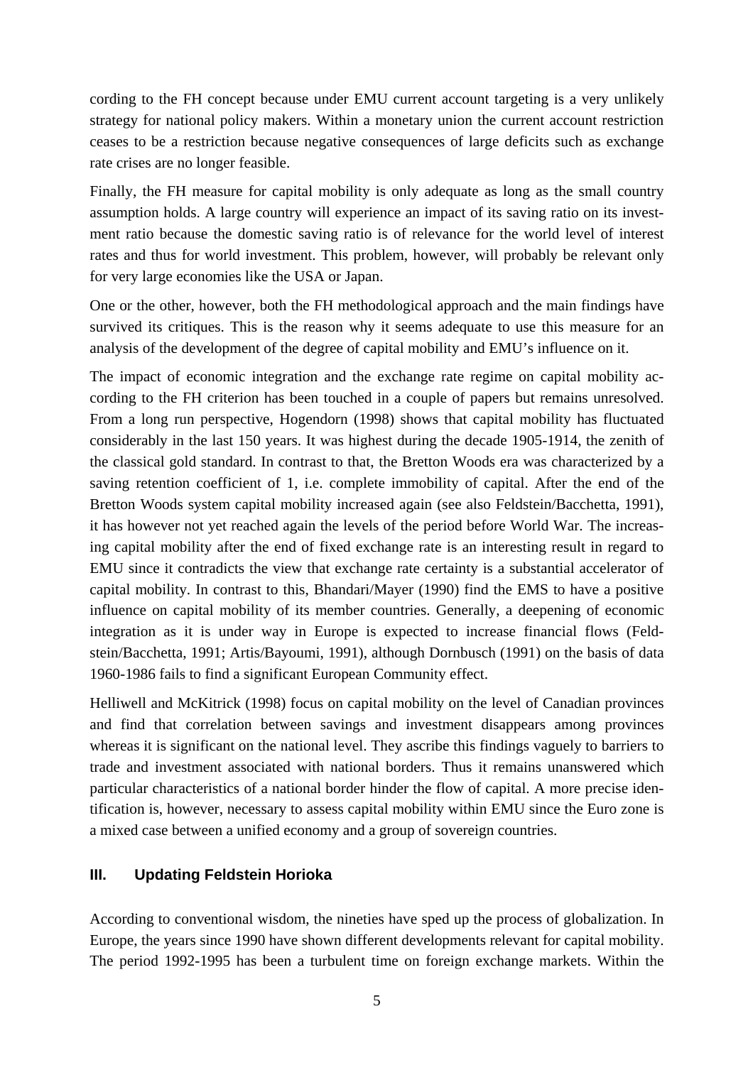cording to the FH concept because under EMU current account targeting is a very unlikely strategy for national policy makers. Within a monetary union the current account restriction ceases to be a restriction because negative consequences of large deficits such as exchange rate crises are no longer feasible.

Finally, the FH measure for capital mobility is only adequate as long as the small country assumption holds. A large country will experience an impact of its saving ratio on its investment ratio because the domestic saving ratio is of relevance for the world level of interest rates and thus for world investment. This problem, however, will probably be relevant only for very large economies like the USA or Japan.

One or the other, however, both the FH methodological approach and the main findings have survived its critiques. This is the reason why it seems adequate to use this measure for an analysis of the development of the degree of capital mobility and EMU's influence on it.

The impact of economic integration and the exchange rate regime on capital mobility according to the FH criterion has been touched in a couple of papers but remains unresolved. From a long run perspective, Hogendorn (1998) shows that capital mobility has fluctuated considerably in the last 150 years. It was highest during the decade 1905-1914, the zenith of the classical gold standard. In contrast to that, the Bretton Woods era was characterized by a saving retention coefficient of 1, i.e. complete immobility of capital. After the end of the Bretton Woods system capital mobility increased again (see also Feldstein/Bacchetta, 1991), it has however not yet reached again the levels of the period before World War. The increasing capital mobility after the end of fixed exchange rate is an interesting result in regard to EMU since it contradicts the view that exchange rate certainty is a substantial accelerator of capital mobility. In contrast to this, Bhandari/Mayer (1990) find the EMS to have a positive influence on capital mobility of its member countries. Generally, a deepening of economic integration as it is under way in Europe is expected to increase financial flows (Feldstein/Bacchetta, 1991; Artis/Bayoumi, 1991), although Dornbusch (1991) on the basis of data 1960-1986 fails to find a significant European Community effect.

Helliwell and McKitrick (1998) focus on capital mobility on the level of Canadian provinces and find that correlation between savings and investment disappears among provinces whereas it is significant on the national level. They ascribe this findings vaguely to barriers to trade and investment associated with national borders. Thus it remains unanswered which particular characteristics of a national border hinder the flow of capital. A more precise identification is, however, necessary to assess capital mobility within EMU since the Euro zone is a mixed case between a unified economy and a group of sovereign countries.

## III. Updating Feldstein Horioka

According to conventional wisdom, the nineties have sped up the process of globalization. In Europe, the years since 1990 have shown different developments relevant for capital mobility. The period 1992-1995 has been a turbulent time on foreign exchange markets. Within the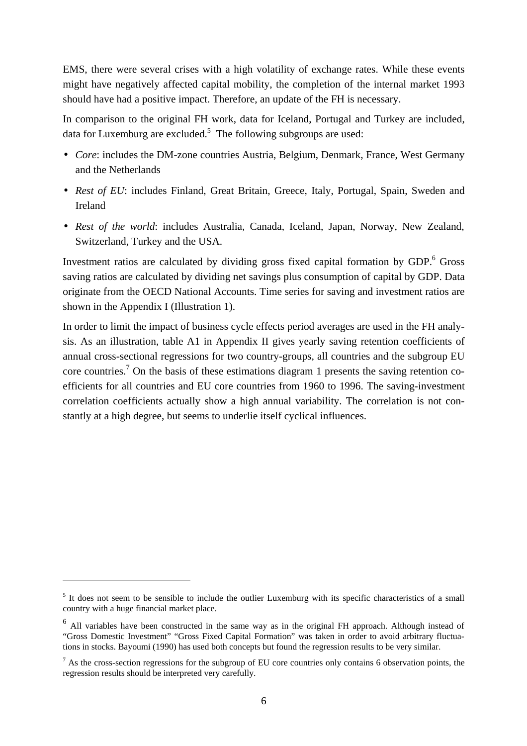EMS, there were several crises with a high volatility of exchange rates. While these events might have negatively affected capital mobility, the completion of the internal market 1993 should have had a positive impact. Therefore, an update of the FH is necessary.

In comparison to the original FH work, data for Iceland, Portugal and Turkey are included, data for Luxemburg are excluded.[5] The following subgroups are used:

- *Core*: includes the DM-zone countries Austria, Belgium, Denmark, France, West Germany and the Netherlands
- *Rest of EU*: includes Finland, Great Britain, Greece, Italy, Portugal, Spain, Sweden and Ireland
- *Rest of the world*: includes Australia, Canada, Iceland, Japan, Norway, New Zealand, Switzerland, Turkey and the USA.

Investment ratios are calculated by dividing gross fixed capital formation by GDP.[6] Gross saving ratios are calculated by dividing net savings plus consumption of capital by GDP. Data originate from the OECD National Accounts. Time series for saving and investment ratios are shown in the Appendix I (Illustration 1).

In order to limit the impact of business cycle effects period averages are used in the FH analysis. As an illustration, table A1 in Appendix II gives yearly saving retention coefficients of annual cross-sectional regressions for two country-groups, all countries and the subgroup EU core countries.[7] On the basis of these estimations diagram 1 presents the saving retention coefficients for all countries and EU core countries from 1960 to 1996. The saving-investment correlation coefficients actually show a high annual variability. The correlation is not constantly at a high degree, but seems to underlie itself cyclical influences.

---

[5] It does not seem to be sensible to include the outlier Luxemburg with its specific characteristics of a small country with a huge financial market place.

[6] All variables have been constructed in the same way as in the original FH approach. Although instead of "Gross Domestic Investment" "Gross Fixed Capital Formation" was taken in order to avoid arbitrary fluctuations in stocks. Bayoumi (1990) has used both concepts but found the regression results to be very similar.

[7] As the cross-section regressions for the subgroup of EU core countries only contains 6 observation points, the regression results should be interpreted very carefully.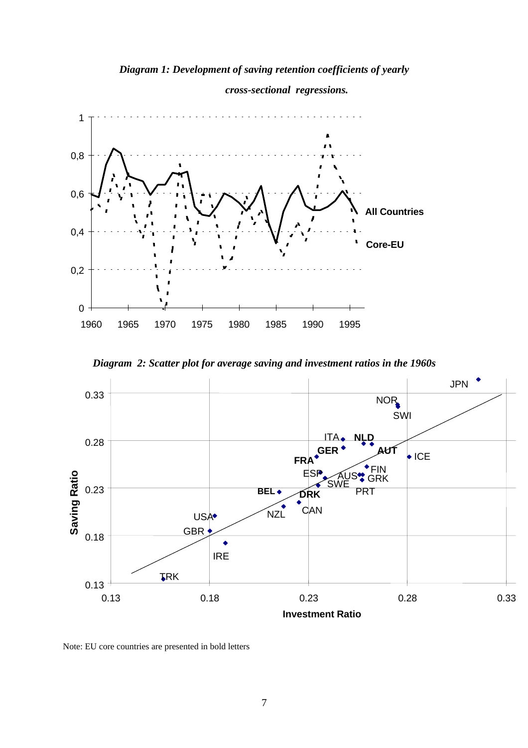*Diagram 1: Development of saving retention coefficients of yearly cross-sectional regressions.*

*Diagram 2: Scatter plot for average saving and investment ratios in the 1960s*

Note: EU core countries are presented in bold letters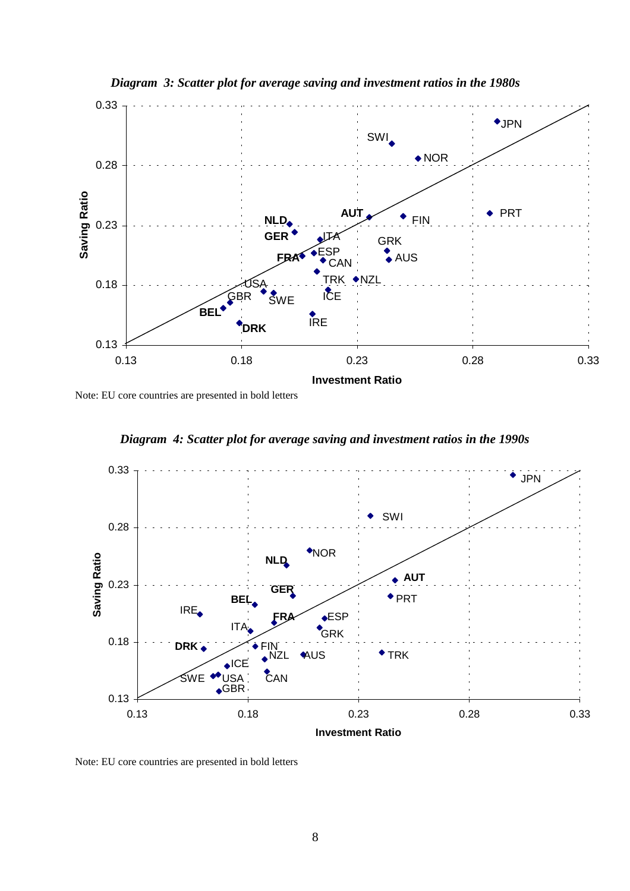*Diagram 3: Scatter plot for average saving and investment ratios in the 1980s*

Note: EU core countries are presented in bold letters

*Diagram 4: Scatter plot for average saving and investment ratios in the 1990s*

Note: EU core countries are presented in bold letters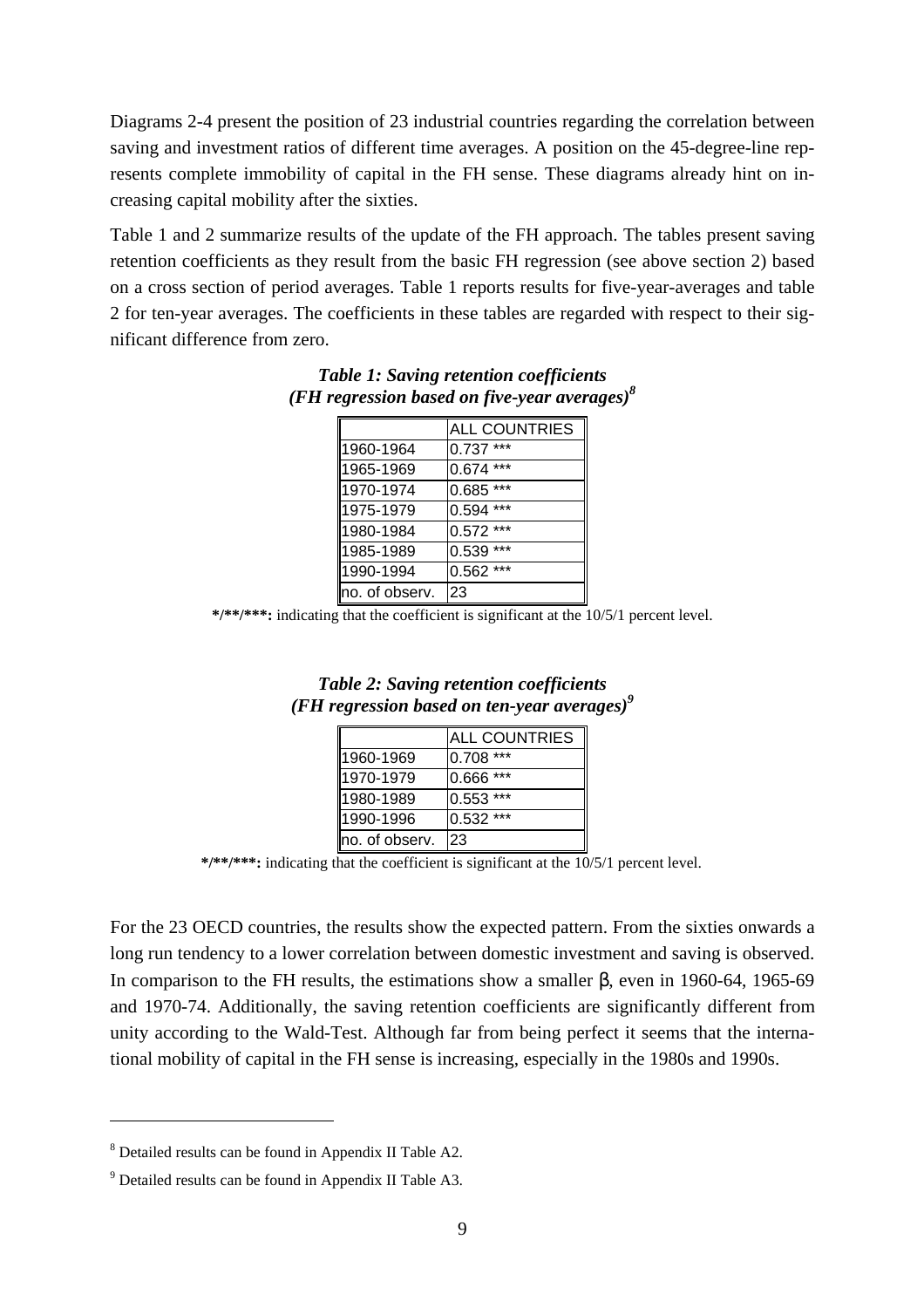Diagrams 2-4 present the position of 23 industrial countries regarding the correlation between saving and investment ratios of different time averages. A position on the 45-degree-line represents complete immobility of capital in the FH sense. These diagrams already hint on increasing capital mobility after the sixties.

Table 1 and 2 summarize results of the update of the FH approach. The tables present saving retention coefficients as they result from the basic FH regression (see above section 2) based on a cross section of period averages. Table 1 reports results for five-year-averages and table 2 for ten-year averages. The coefficients in these tables are regarded with respect to their significant difference from zero.

***Table 1: Saving retention coefficients (FH regression based on five-year averages)***[8]

| | ALL COUNTRIES |
|---|---|
| 1960-1964 | 0.737 *** |
| 1965-1969 | 0.674 *** |
| 1970-1974 | 0.685 *** |
| 1975-1979 | 0.594 *** |
| 1980-1984 | 0.572 *** |
| 1985-1989 | 0.539 *** |
| 1990-1994 | 0.562 *** |
| no. of observ. | 23 |

**\*/\*\*/\*\*\*:** indicating that the coefficient is significant at the 10/5/1 percent level.

***Table 2: Saving retention coefficients (FH regression based on ten-year averages)***[9]

| | ALL COUNTRIES |
|---|---|
| 1960-1969 | 0.708 *** |
| 1970-1979 | 0.666 *** |
| 1980-1989 | 0.553 *** |
| 1990-1996 | 0.532 *** |
| no. of observ. | 23 |

**\*/\*\*/\*\*\*:** indicating that the coefficient is significant at the 10/5/1 percent level.

For the 23 OECD countries, the results show the expected pattern. From the sixties onwards a long run tendency to a lower correlation between domestic investment and saving is observed. In comparison to the FH results, the estimations show a smaller $\beta$, even in 1960-64, 1965-69 and 1970-74. Additionally, the saving retention coefficients are significantly different from unity according to the Wald-Test. Although far from being perfect it seems that the international mobility of capital in the FH sense is increasing, especially in the 1980s and 1990s.

---

[8] Detailed results can be found in Appendix II Table A2.

[9] Detailed results can be found in Appendix II Table A3.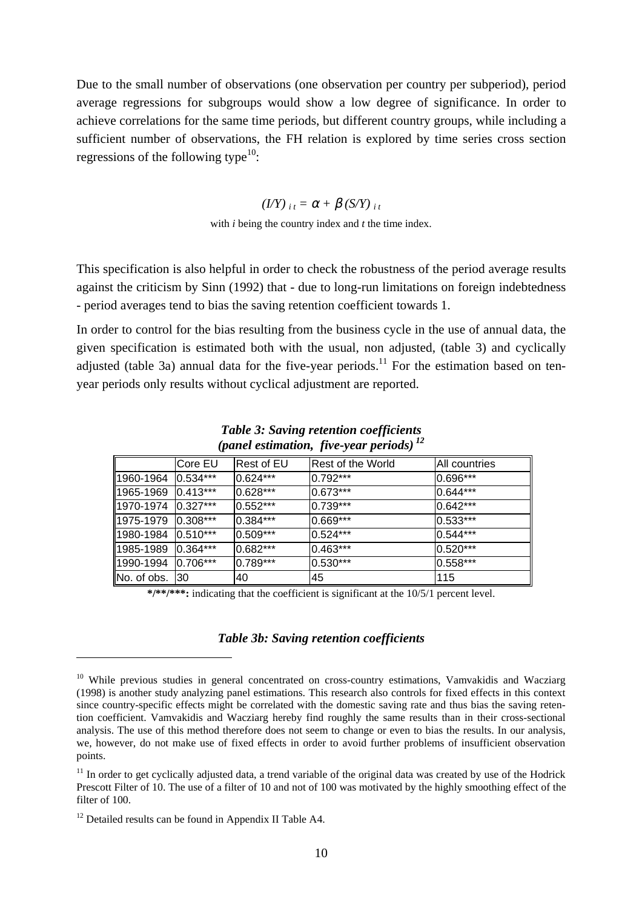Due to the small number of observations (one observation per country per subperiod), period average regressions for subgroups would show a low degree of significance. In order to achieve correlations for the same time periods, but different country groups, while including a sufficient number of observations, the FH relation is explored by time series cross section regressions of the following type[10]:

$$(I/Y)_{it} = \alpha + \beta (S/Y)_{it}$$

with *i* being the country index and *t* the time index.

This specification is also helpful in order to check the robustness of the period average results against the criticism by Sinn (1992) that - due to long-run limitations on foreign indebtedness - period averages tend to bias the saving retention coefficient towards 1.

In order to control for the bias resulting from the business cycle in the use of annual data, the given specification is estimated both with the usual, non adjusted, (table 3) and cyclically adjusted (table 3a) annual data for the five-year periods.[11] For the estimation based on ten-year periods only results without cyclical adjustment are reported.

***Table 3: Saving retention coefficients (panel estimation, five-year periods)*** [12]

| | Core EU | Rest of EU | Rest of the World | All countries |
|---|---|---|---|---|
| 1960-1964 | 0.534*** | 0.624*** | 0.792*** | 0.696*** |
| 1965-1969 | 0.413*** | 0.628*** | 0.673*** | 0.644*** |
| 1970-1974 | 0.327*** | 0.552*** | 0.739*** | 0.642*** |
| 1975-1979 | 0.308*** | 0.384*** | 0.669*** | 0.533*** |
| 1980-1984 | 0.510*** | 0.509*** | 0.524*** | 0.544*** |
| 1985-1989 | 0.364*** | 0.682*** | 0.463*** | 0.520*** |
| 1990-1994 | 0.706*** | 0.789*** | 0.530*** | 0.558*** |
| No. of obs. | 30 | 40 | 45 | 115 |

**\*/\*\*/\*\*\*:** indicating that the coefficient is significant at the 10/5/1 percent level.

***Table 3b: Saving retention coefficients***

[10] While previous studies in general concentrated on cross-country estimations, Vamvakidis and Wacziarg (1998) is another study analyzing panel estimations. This research also controls for fixed effects in this context since country-specific effects might be correlated with the domestic saving rate and thus bias the saving retention coefficient. Vamvakidis and Wacziarg hereby find roughly the same results than in their cross-sectional analysis. The use of this method therefore does not seem to change or even to bias the results. In our analysis, we, however, do not make use of fixed effects in order to avoid further problems of insufficient observation points.

[11] In order to get cyclically adjusted data, a trend variable of the original data was created by use of the Hodrick Prescott Filter of 10. The use of a filter of 10 and not of 100 was motivated by the highly smoothing effect of the filter of 100.

[12] Detailed results can be found in Appendix II Table A4.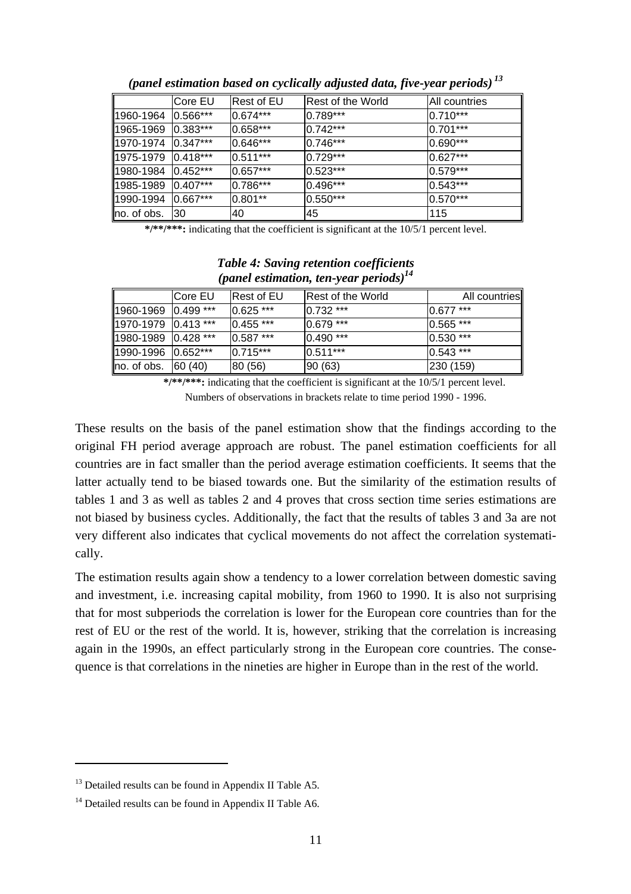*(panel estimation based on cyclically adjusted data, five-year periods)* [13]

| | Core EU | Rest of EU | Rest of the World | All countries |
|---|---|---|---|---|
| 1960-1964 | 0.566*** | 0.674*** | 0.789*** | 0.710*** |
| 1965-1969 | 0.383*** | 0.658*** | 0.742*** | 0.701*** |
| 1970-1974 | 0.347*** | 0.646*** | 0.746*** | 0.690*** |
| 1975-1979 | 0.418*** | 0.511*** | 0.729*** | 0.627*** |
| 1980-1984 | 0.452*** | 0.657*** | 0.523*** | 0.579*** |
| 1985-1989 | 0.407*** | 0.786*** | 0.496*** | 0.543*** |
| 1990-1994 | 0.667*** | 0.801** | 0.550*** | 0.570*** |
| no. of obs. | 30 | 40 | 45 | 115 |

**\*/\*\*/\*\*\*:** indicating that the coefficient is significant at the 10/5/1 percent level.

***Table 4: Saving retention coefficients***
***(panel estimation, ten-year periods)*** [14]

| | Core EU | Rest of EU | Rest of the World | All countries |
|---|---|---|---|---|
| 1960-1969 | 0.499 *** | 0.625 *** | 0.732 *** | 0.677 *** |
| 1970-1979 | 0.413 *** | 0.455 *** | 0.679 *** | 0.565 *** |
| 1980-1989 | 0.428 *** | 0.587 *** | 0.490 *** | 0.530 *** |
| 1990-1996 | 0.652*** | 0.715*** | 0.511*** | 0.543 *** |
| no. of obs. | 60 (40) | 80 (56) | 90 (63) | 230 (159) |

**\*/\*\*/\*\*\*:** indicating that the coefficient is significant at the 10/5/1 percent level.
Numbers of observations in brackets relate to time period 1990 - 1996.

These results on the basis of the panel estimation show that the findings according to the original FH period average approach are robust. The panel estimation coefficients for all countries are in fact smaller than the period average estimation coefficients. It seems that the latter actually tend to be biased towards one. But the similarity of the estimation results of tables 1 and 3 as well as tables 2 and 4 proves that cross section time series estimations are not biased by business cycles. Additionally, the fact that the results of tables 3 and 3a are not very different also indicates that cyclical movements do not affect the correlation systematically.

The estimation results again show a tendency to a lower correlation between domestic saving and investment, i.e. increasing capital mobility, from 1960 to 1990. It is also not surprising that for most subperiods the correlation is lower for the European core countries than for the rest of EU or the rest of the world. It is, however, striking that the correlation is increasing again in the 1990s, an effect particularly strong in the European core countries. The consequence is that correlations in the nineties are higher in Europe than in the rest of the world.

[13] Detailed results can be found in Appendix II Table A5.

[14] Detailed results can be found in Appendix II Table A6.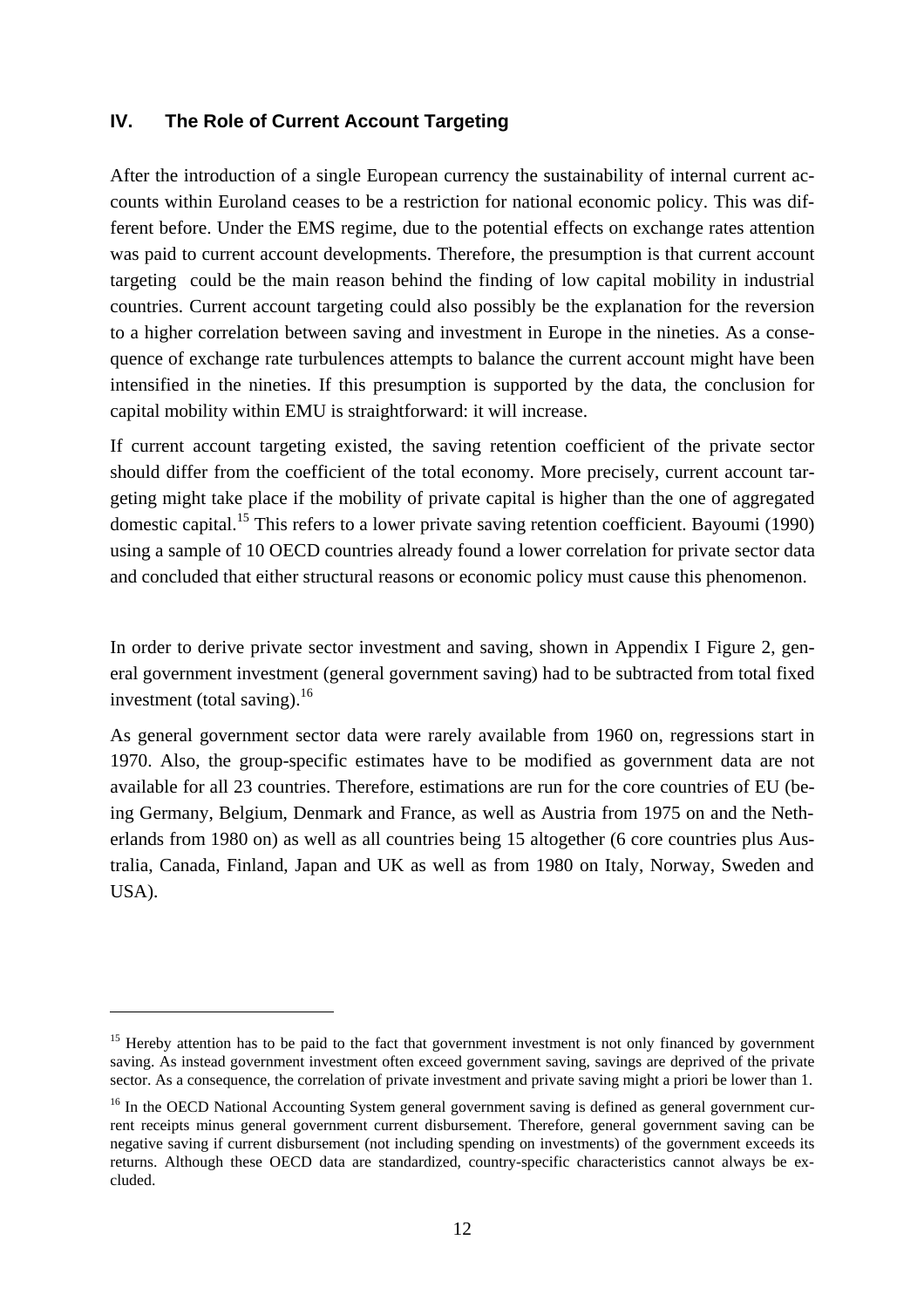## IV. The Role of Current Account Targeting

After the introduction of a single European currency the sustainability of internal current accounts within Euroland ceases to be a restriction for national economic policy. This was different before. Under the EMS regime, due to the potential effects on exchange rates attention was paid to current account developments. Therefore, the presumption is that current account targeting could be the main reason behind the finding of low capital mobility in industrial countries. Current account targeting could also possibly be the explanation for the reversion to a higher correlation between saving and investment in Europe in the nineties. As a consequence of exchange rate turbulences attempts to balance the current account might have been intensified in the nineties. If this presumption is supported by the data, the conclusion for capital mobility within EMU is straightforward: it will increase.

If current account targeting existed, the saving retention coefficient of the private sector should differ from the coefficient of the total economy. More precisely, current account targeting might take place if the mobility of private capital is higher than the one of aggregated domestic capital.[15] This refers to a lower private saving retention coefficient. Bayoumi (1990) using a sample of 10 OECD countries already found a lower correlation for private sector data and concluded that either structural reasons or economic policy must cause this phenomenon.

In order to derive private sector investment and saving, shown in Appendix I Figure 2, general government investment (general government saving) had to be subtracted from total fixed investment (total saving).[16]

As general government sector data were rarely available from 1960 on, regressions start in 1970. Also, the group-specific estimates have to be modified as government data are not available for all 23 countries. Therefore, estimations are run for the core countries of EU (being Germany, Belgium, Denmark and France, as well as Austria from 1975 on and the Netherlands from 1980 on) as well as all countries being 15 altogether (6 core countries plus Australia, Canada, Finland, Japan and UK as well as from 1980 on Italy, Norway, Sweden and USA).

---

[15] Hereby attention has to be paid to the fact that government investment is not only financed by government saving. As instead government investment often exceed government saving, savings are deprived of the private sector. As a consequence, the correlation of private investment and private saving might a priori be lower than 1.

[16] In the OECD National Accounting System general government saving is defined as general government current receipts minus general government current disbursement. Therefore, general government saving can be negative saving if current disbursement (not including spending on investments) of the government exceeds its returns. Although these OECD data are standardized, country-specific characteristics cannot always be excluded.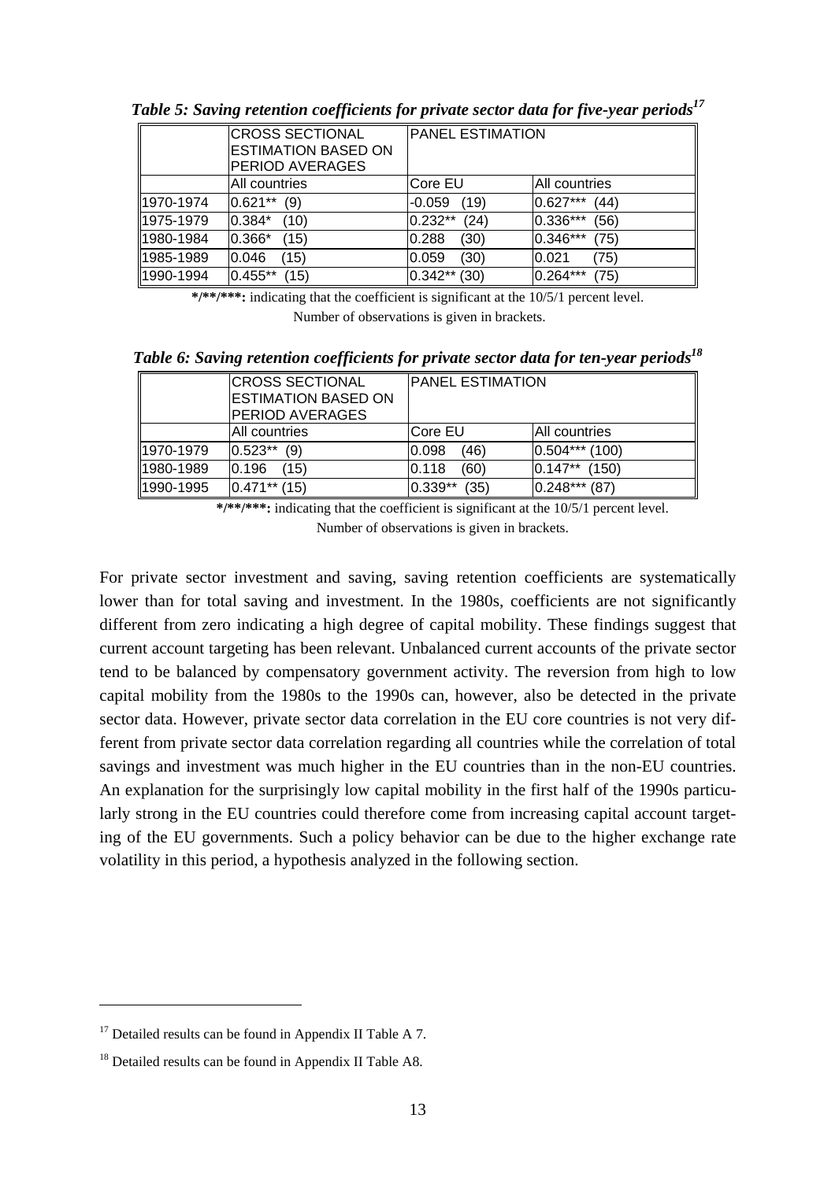*Table 5: Saving retention coefficients for private sector data for five-year periods*[17]

| | CROSS SECTIONAL ESTIMATION BASED ON PERIOD AVERAGES | PANEL ESTIMATION | |
|---|---|---|---|
| | All countries | Core EU | All countries |
| 1970-1974 | 0.621** (9) | -0.059 (19) | 0.627*** (44) |
| 1975-1979 | 0.384* (10) | 0.232** (24) | 0.336*** (56) |
| 1980-1984 | 0.366* (15) | 0.288 (30) | 0.346*** (75) |
| 1985-1989 | 0.046 (15) | 0.059 (30) | 0.021 (75) |
| 1990-1994 | 0.455** (15) | 0.342** (30) | 0.264*** (75) |

**\*/\*\*/\*\*\*:** indicating that the coefficient is significant at the 10/5/1 percent level.
Number of observations is given in brackets.

*Table 6: Saving retention coefficients for private sector data for ten-year periods*[18]

| | CROSS SECTIONAL ESTIMATION BASED ON PERIOD AVERAGES | PANEL ESTIMATION | |
|---|---|---|---|
| | All countries | Core EU | All countries |
| 1970-1979 | 0.523** (9) | 0.098 (46) | 0.504*** (100) |
| 1980-1989 | 0.196 (15) | 0.118 (60) | 0.147** (150) |
| 1990-1995 | 0.471** (15) | 0.339** (35) | 0.248*** (87) |

**\*/\*\*/\*\*\*:** indicating that the coefficient is significant at the 10/5/1 percent level.
Number of observations is given in brackets.

For private sector investment and saving, saving retention coefficients are systematically lower than for total saving and investment. In the 1980s, coefficients are not significantly different from zero indicating a high degree of capital mobility. These findings suggest that current account targeting has been relevant. Unbalanced current accounts of the private sector tend to be balanced by compensatory government activity. The reversion from high to low capital mobility from the 1980s to the 1990s can, however, also be detected in the private sector data. However, private sector data correlation in the EU core countries is not very different from private sector data correlation regarding all countries while the correlation of total savings and investment was much higher in the EU countries than in the non-EU countries. An explanation for the surprisingly low capital mobility in the first half of the 1990s particularly strong in the EU countries could therefore come from increasing capital account targeting of the EU governments. Such a policy behavior can be due to the higher exchange rate volatility in this period, a hypothesis analyzed in the following section.

---

[17] Detailed results can be found in Appendix II Table A 7.

[18] Detailed results can be found in Appendix II Table A8.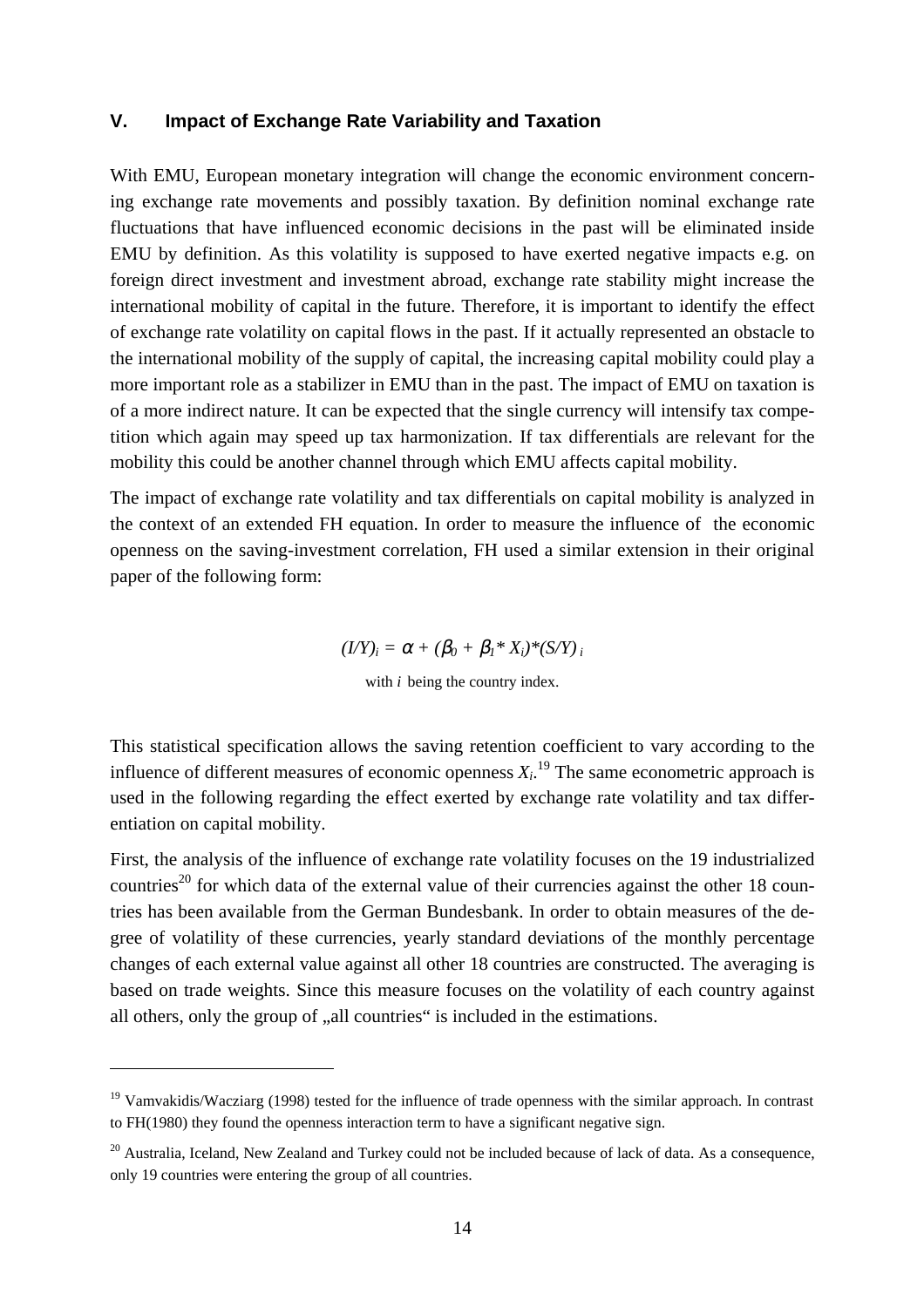## V. Impact of Exchange Rate Variability and Taxation

With EMU, European monetary integration will change the economic environment concerning exchange rate movements and possibly taxation. By definition nominal exchange rate fluctuations that have influenced economic decisions in the past will be eliminated inside EMU by definition. As this volatility is supposed to have exerted negative impacts e.g. on foreign direct investment and investment abroad, exchange rate stability might increase the international mobility of capital in the future. Therefore, it is important to identify the effect of exchange rate volatility on capital flows in the past. If it actually represented an obstacle to the international mobility of the supply of capital, the increasing capital mobility could play a more important role as a stabilizer in EMU than in the past. The impact of EMU on taxation is of a more indirect nature. It can be expected that the single currency will intensify tax competition which again may speed up tax harmonization. If tax differentials are relevant for the mobility this could be another channel through which EMU affects capital mobility.

The impact of exchange rate volatility and tax differentials on capital mobility is analyzed in the context of an extended FH equation. In order to measure the influence of the economic openness on the saving-investment correlation, FH used a similar extension in their original paper of the following form:

$$(I/Y)_i = \alpha + (\beta_0 + \beta_1 * X_i)*(S/Y)_i$$

with $i$ being the country index.

This statistical specification allows the saving retention coefficient to vary according to the influence of different measures of economic openness $X_i$.[19] The same econometric approach is used in the following regarding the effect exerted by exchange rate volatility and tax differentiation on capital mobility.

First, the analysis of the influence of exchange rate volatility focuses on the 19 industrialized countries[20] for which data of the external value of their currencies against the other 18 countries has been available from the German Bundesbank. In order to obtain measures of the degree of volatility of these currencies, yearly standard deviations of the monthly percentage changes of each external value against all other 18 countries are constructed. The averaging is based on trade weights. Since this measure focuses on the volatility of each country against all others, only the group of „all countries" is included in the estimations.

---

[19] Vamvakidis/Wacziarg (1998) tested for the influence of trade openness with the similar approach. In contrast to FH(1980) they found the openness interaction term to have a significant negative sign.

[20] Australia, Iceland, New Zealand and Turkey could not be included because of lack of data. As a consequence, only 19 countries were entering the group of all countries.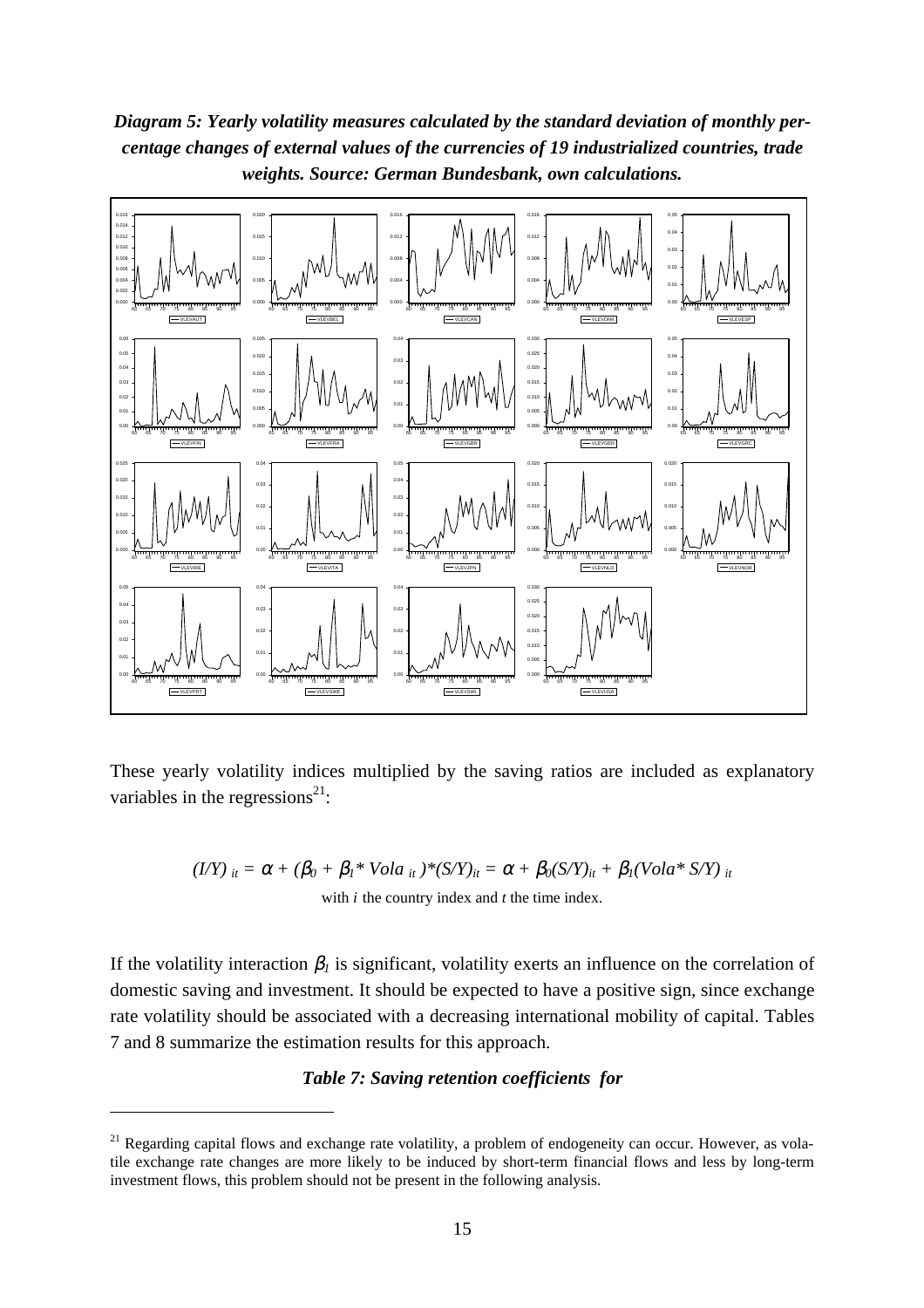***Diagram 5: Yearly volatility measures calculated by the standard deviation of monthly percentage changes of external values of the currencies of 19 industrialized countries, trade weights. Source: German Bundesbank, own calculations.***

These yearly volatility indices multiplied by the saving ratios are included as explanatory variables in the regressions[21]:

$$(I/Y)_{it} = \alpha + (\beta_0 + \beta_1 * Vola_{it})*(S/Y)_{it} = \alpha + \beta_0(S/Y)_{it} + \beta_1(Vola* S/Y)_{it}$$

with $i$ the country index and $t$ the time index.

If the volatility interaction $\beta_1$ is significant, volatility exerts an influence on the correlation of domestic saving and investment. It should be expected to have a positive sign, since exchange rate volatility should be associated with a decreasing international mobility of capital. Tables 7 and 8 summarize the estimation results for this approach.

***Table 7: Saving retention coefficients for***

---

[21] Regarding capital flows and exchange rate volatility, a problem of endogeneity can occur. However, as volatile exchange rate changes are more likely to be induced by short-term financial flows and less by long-term investment flows, this problem should not be present in the following analysis.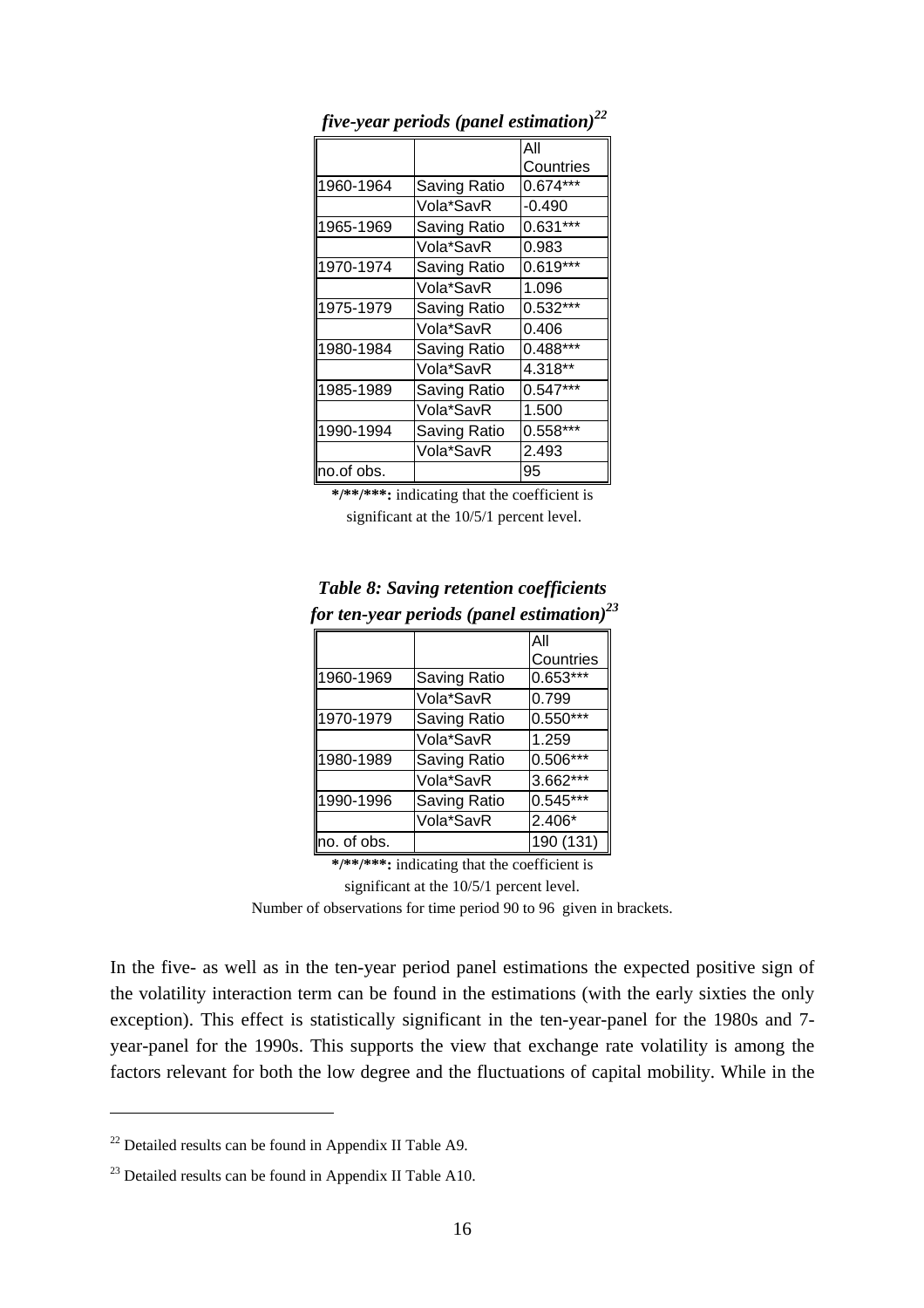*five-year periods (panel estimation)*[22]

| | | All Countries |
|---|---|---|
| 1960-1964 | Saving Ratio | 0.674*** |
| | Vola*SavR | -0.490 |
| 1965-1969 | Saving Ratio | 0.631*** |
| | Vola*SavR | 0.983 |
| 1970-1974 | Saving Ratio | 0.619*** |
| | Vola*SavR | 1.096 |
| 1975-1979 | Saving Ratio | 0.532*** |
| | Vola*SavR | 0.406 |
| 1980-1984 | Saving Ratio | 0.488*** |
| | Vola*SavR | 4.318** |
| 1985-1989 | Saving Ratio | 0.547*** |
| | Vola*SavR | 1.500 |
| 1990-1994 | Saving Ratio | 0.558*** |
| | Vola*SavR | 2.493 |
| no.of obs. | | 95 |

**\*/\*\*/\*\*\*:** indicating that the coefficient is significant at the 10/5/1 percent level.

***Table 8: Saving retention coefficients for ten-year periods (panel estimation)***[23]

| | | All Countries |
|---|---|---|
| 1960-1969 | Saving Ratio | 0.653*** |
| | Vola*SavR | 0.799 |
| 1970-1979 | Saving Ratio | 0.550*** |
| | Vola*SavR | 1.259 |
| 1980-1989 | Saving Ratio | 0.506*** |
| | Vola*SavR | 3.662*** |
| 1990-1996 | Saving Ratio | 0.545*** |
| | Vola*SavR | 2.406* |
| no. of obs. | | 190 (131) |

**\*/\*\*/\*\*\*:** indicating that the coefficient is significant at the 10/5/1 percent level.
Number of observations for time period 90 to 96 given in brackets.

In the five- as well as in the ten-year period panel estimations the expected positive sign of the volatility interaction term can be found in the estimations (with the early sixties the only exception). This effect is statistically significant in the ten-year-panel for the 1980s and 7-year-panel for the 1990s. This supports the view that exchange rate volatility is among the factors relevant for both the low degree and the fluctuations of capital mobility. While in the

[22] Detailed results can be found in Appendix II Table A9.

[23] Detailed results can be found in Appendix II Table A10.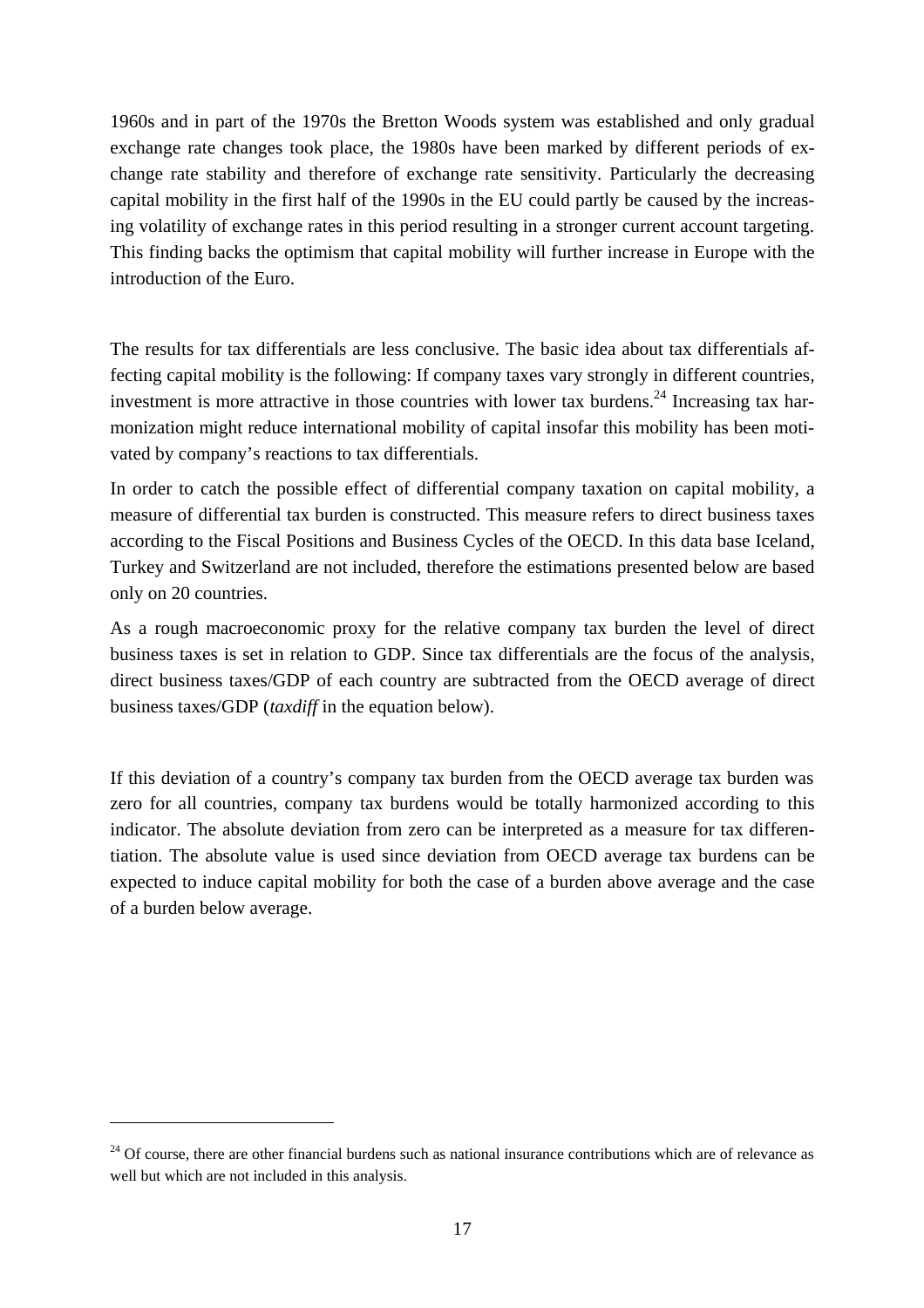1960s and in part of the 1970s the Bretton Woods system was established and only gradual exchange rate changes took place, the 1980s have been marked by different periods of exchange rate stability and therefore of exchange rate sensitivity. Particularly the decreasing capital mobility in the first half of the 1990s in the EU could partly be caused by the increasing volatility of exchange rates in this period resulting in a stronger current account targeting. This finding backs the optimism that capital mobility will further increase in Europe with the introduction of the Euro.

The results for tax differentials are less conclusive. The basic idea about tax differentials affecting capital mobility is the following: If company taxes vary strongly in different countries, investment is more attractive in those countries with lower tax burdens.[24] Increasing tax harmonization might reduce international mobility of capital insofar this mobility has been motivated by company's reactions to tax differentials.

In order to catch the possible effect of differential company taxation on capital mobility, a measure of differential tax burden is constructed. This measure refers to direct business taxes according to the Fiscal Positions and Business Cycles of the OECD. In this data base Iceland, Turkey and Switzerland are not included, therefore the estimations presented below are based only on 20 countries.

As a rough macroeconomic proxy for the relative company tax burden the level of direct business taxes is set in relation to GDP. Since tax differentials are the focus of the analysis, direct business taxes/GDP of each country are subtracted from the OECD average of direct business taxes/GDP (*taxdiff* in the equation below).

If this deviation of a country's company tax burden from the OECD average tax burden was zero for all countries, company tax burdens would be totally harmonized according to this indicator. The absolute deviation from zero can be interpreted as a measure for tax differentiation. The absolute value is used since deviation from OECD average tax burdens can be expected to induce capital mobility for both the case of a burden above average and the case of a burden below average.

---

[24] Of course, there are other financial burdens such as national insurance contributions which are of relevance as well but which are not included in this analysis.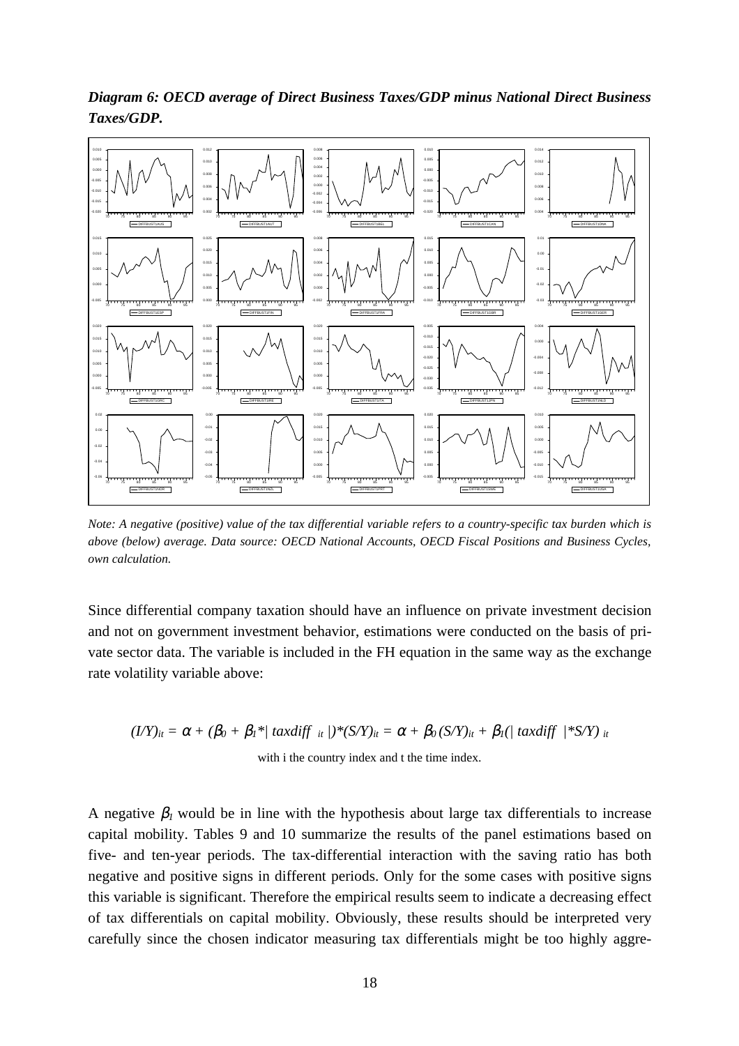***Diagram 6: OECD average of Direct Business Taxes/GDP minus National Direct Business Taxes/GDP.***

*Note: A negative (positive) value of the tax differential variable refers to a country-specific tax burden which is above (below) average. Data source: OECD National Accounts, OECD Fiscal Positions and Business Cycles, own calculation.*

Since differential company taxation should have an influence on private investment decision and not on government investment behavior, estimations were conducted on the basis of private sector data. The variable is included in the FH equation in the same way as the exchange rate volatility variable above:

$$(I/Y)_{it} = \alpha + (\beta_0 + \beta_1 * |\, taxdiff_{\ it}\,|) * (S/Y)_{it} = \alpha + \beta_0 (S/Y)_{it} + \beta_1 (|\, taxdiff\,| * S/Y)_{\ it}$$

with i the country index and t the time index.

A negative $\beta_1$ would be in line with the hypothesis about large tax differentials to increase capital mobility. Tables 9 and 10 summarize the results of the panel estimations based on five- and ten-year periods. The tax-differential interaction with the saving ratio has both negative and positive signs in different periods. Only for the some cases with positive signs this variable is significant. Therefore the empirical results seem to indicate a decreasing effect of tax differentials on capital mobility. Obviously, these results should be interpreted very carefully since the chosen indicator measuring tax differentials might be too highly aggre-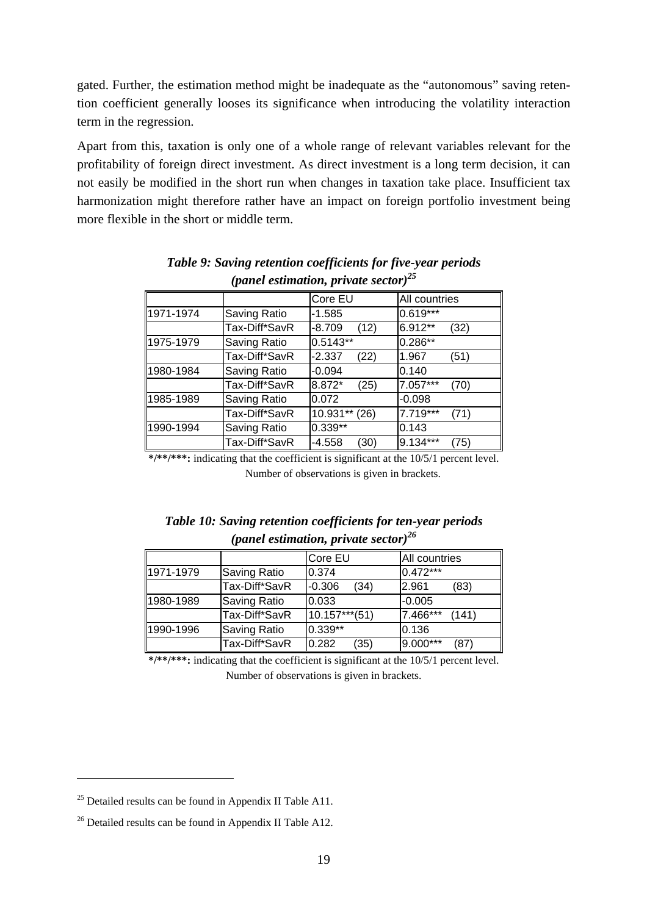gated. Further, the estimation method might be inadequate as the "autonomous" saving retention coefficient generally looses its significance when introducing the volatility interaction term in the regression.

Apart from this, taxation is only one of a whole range of relevant variables relevant for the profitability of foreign direct investment. As direct investment is a long term decision, it can not easily be modified in the short run when changes in taxation take place. Insufficient tax harmonization might therefore rather have an impact on foreign portfolio investment being more flexible in the short or middle term.

***Table 9: Saving retention coefficients for five-year periods (panel estimation, private sector)[25]***

| | | Core EU | All countries |
|---|---|---|---|
| 1971-1974 | Saving Ratio | -1.585 | 0.619*** |
| | Tax-Diff*SavR | -8.709 (12) | 6.912** (32) |
| 1975-1979 | Saving Ratio | 0.5143** | 0.286** |
| | Tax-Diff*SavR | -2.337 (22) | 1.967 (51) |
| 1980-1984 | Saving Ratio | -0.094 | 0.140 |
| | Tax-Diff*SavR | 8.872* (25) | 7.057*** (70) |
| 1985-1989 | Saving Ratio | 0.072 | -0.098 |
| | Tax-Diff*SavR | 10.931** (26) | 7.719*** (71) |
| 1990-1994 | Saving Ratio | 0.339** | 0.143 |
| | Tax-Diff*SavR | -4.558 (30) | 9.134*** (75) |

**\*/\*\*/\*\*\*:** indicating that the coefficient is significant at the 10/5/1 percent level. Number of observations is given in brackets.

***Table 10: Saving retention coefficients for ten-year periods (panel estimation, private sector)[26]***

| | | Core EU | All countries |
|---|---|---|---|
| 1971-1979 | Saving Ratio | 0.374 | 0.472*** |
| | Tax-Diff*SavR | -0.306 (34) | 2.961 (83) |
| 1980-1989 | Saving Ratio | 0.033 | -0.005 |
| | Tax-Diff*SavR | 10.157***(51) | 7.466*** (141) |
| 1990-1996 | Saving Ratio | 0.339** | 0.136 |
| | Tax-Diff*SavR | 0.282 (35) | 9.000*** (87) |

**\*/\*\*/\*\*\*:** indicating that the coefficient is significant at the 10/5/1 percent level. Number of observations is given in brackets.

---

[25] Detailed results can be found in Appendix II Table A11.

[26] Detailed results can be found in Appendix II Table A12.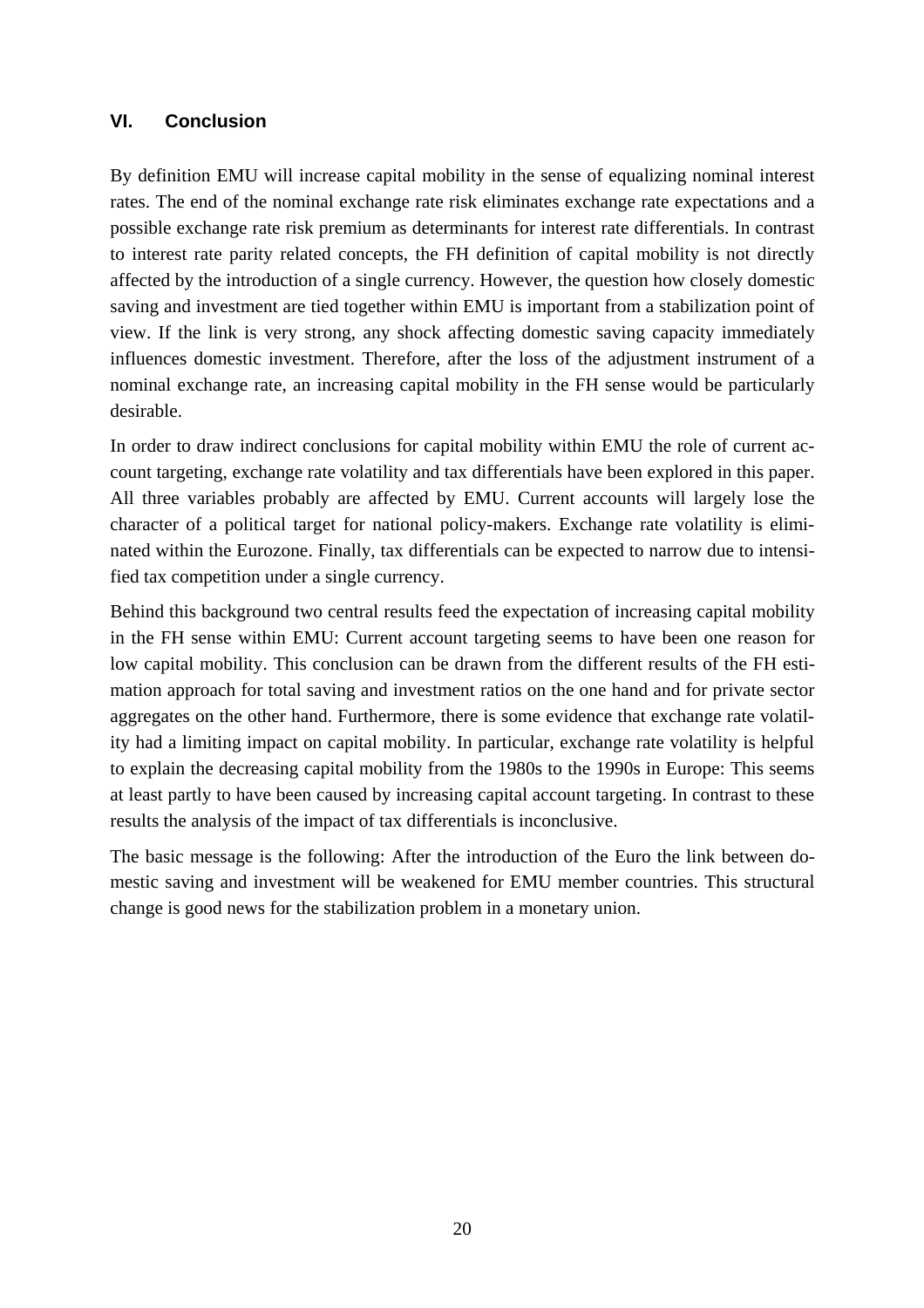## VI. Conclusion

By definition EMU will increase capital mobility in the sense of equalizing nominal interest rates. The end of the nominal exchange rate risk eliminates exchange rate expectations and a possible exchange rate risk premium as determinants for interest rate differentials. In contrast to interest rate parity related concepts, the FH definition of capital mobility is not directly affected by the introduction of a single currency. However, the question how closely domestic saving and investment are tied together within EMU is important from a stabilization point of view. If the link is very strong, any shock affecting domestic saving capacity immediately influences domestic investment. Therefore, after the loss of the adjustment instrument of a nominal exchange rate, an increasing capital mobility in the FH sense would be particularly desirable.

In order to draw indirect conclusions for capital mobility within EMU the role of current account targeting, exchange rate volatility and tax differentials have been explored in this paper. All three variables probably are affected by EMU. Current accounts will largely lose the character of a political target for national policy-makers. Exchange rate volatility is eliminated within the Eurozone. Finally, tax differentials can be expected to narrow due to intensified tax competition under a single currency.

Behind this background two central results feed the expectation of increasing capital mobility in the FH sense within EMU: Current account targeting seems to have been one reason for low capital mobility. This conclusion can be drawn from the different results of the FH estimation approach for total saving and investment ratios on the one hand and for private sector aggregates on the other hand. Furthermore, there is some evidence that exchange rate volatility had a limiting impact on capital mobility. In particular, exchange rate volatility is helpful to explain the decreasing capital mobility from the 1980s to the 1990s in Europe: This seems at least partly to have been caused by increasing capital account targeting. In contrast to these results the analysis of the impact of tax differentials is inconclusive.

The basic message is the following: After the introduction of the Euro the link between domestic saving and investment will be weakened for EMU member countries. This structural change is good news for the stabilization problem in a monetary union.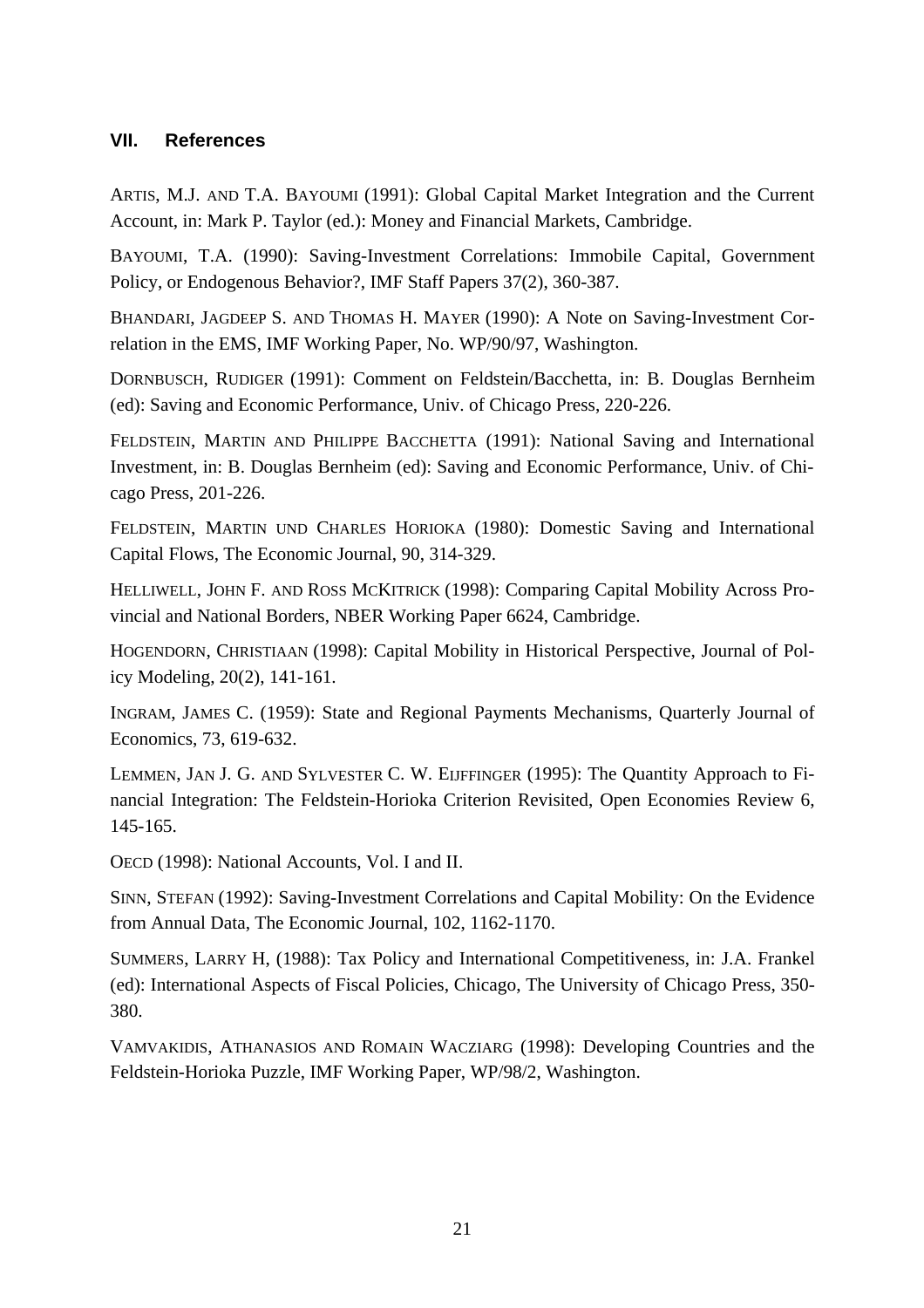## VII. References

ARTIS, M.J. AND T.A. BAYOUMI (1991): Global Capital Market Integration and the Current Account, in: Mark P. Taylor (ed.): Money and Financial Markets, Cambridge.

BAYOUMI, T.A. (1990): Saving-Investment Correlations: Immobile Capital, Government Policy, or Endogenous Behavior?, IMF Staff Papers 37(2), 360-387.

BHANDARI, JAGDEEP S. AND THOMAS H. MAYER (1990): A Note on Saving-Investment Correlation in the EMS, IMF Working Paper, No. WP/90/97, Washington.

DORNBUSCH, RUDIGER (1991): Comment on Feldstein/Bacchetta, in: B. Douglas Bernheim (ed): Saving and Economic Performance, Univ. of Chicago Press, 220-226.

FELDSTEIN, MARTIN AND PHILIPPE BACCHETTA (1991): National Saving and International Investment, in: B. Douglas Bernheim (ed): Saving and Economic Performance, Univ. of Chicago Press, 201-226.

FELDSTEIN, MARTIN UND CHARLES HORIOKA (1980): Domestic Saving and International Capital Flows, The Economic Journal, 90, 314-329.

HELLIWELL, JOHN F. AND ROSS MCKITRICK (1998): Comparing Capital Mobility Across Provincial and National Borders, NBER Working Paper 6624, Cambridge.

HOGENDORN, CHRISTIAAN (1998): Capital Mobility in Historical Perspective, Journal of Policy Modeling, 20(2), 141-161.

INGRAM, JAMES C. (1959): State and Regional Payments Mechanisms, Quarterly Journal of Economics, 73, 619-632.

LEMMEN, JAN J. G. AND SYLVESTER C. W. EIJFFINGER (1995): The Quantity Approach to Financial Integration: The Feldstein-Horioka Criterion Revisited, Open Economies Review 6, 145-165.

OECD (1998): National Accounts, Vol. I and II.

SINN, STEFAN (1992): Saving-Investment Correlations and Capital Mobility: On the Evidence from Annual Data, The Economic Journal, 102, 1162-1170.

SUMMERS, LARRY H, (1988): Tax Policy and International Competitiveness, in: J.A. Frankel (ed): International Aspects of Fiscal Policies, Chicago, The University of Chicago Press, 350-380.

VAMVAKIDIS, ATHANASIOS AND ROMAIN WACZIARG (1998): Developing Countries and the Feldstein-Horioka Puzzle, IMF Working Paper, WP/98/2, Washington.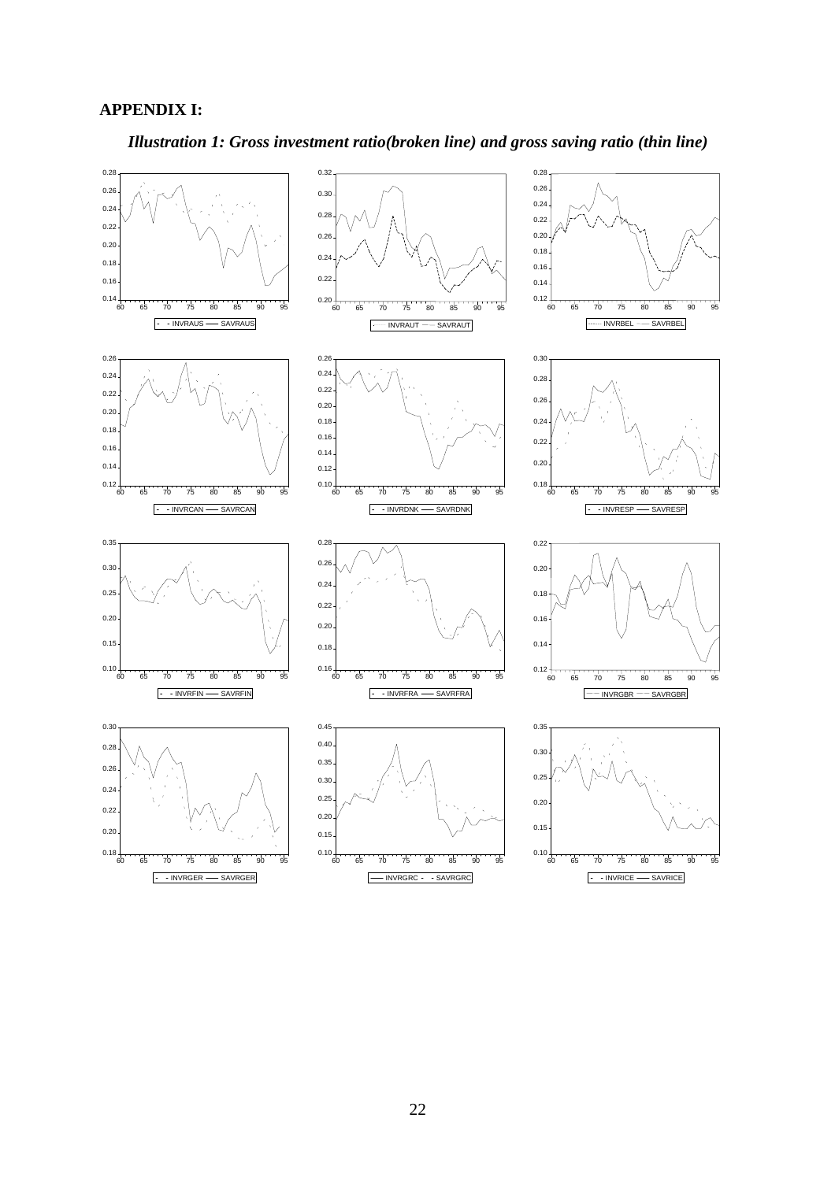## APPENDIX I:

*Illustration 1: Gross investment ratio(broken line) and gross saving ratio (thin line)*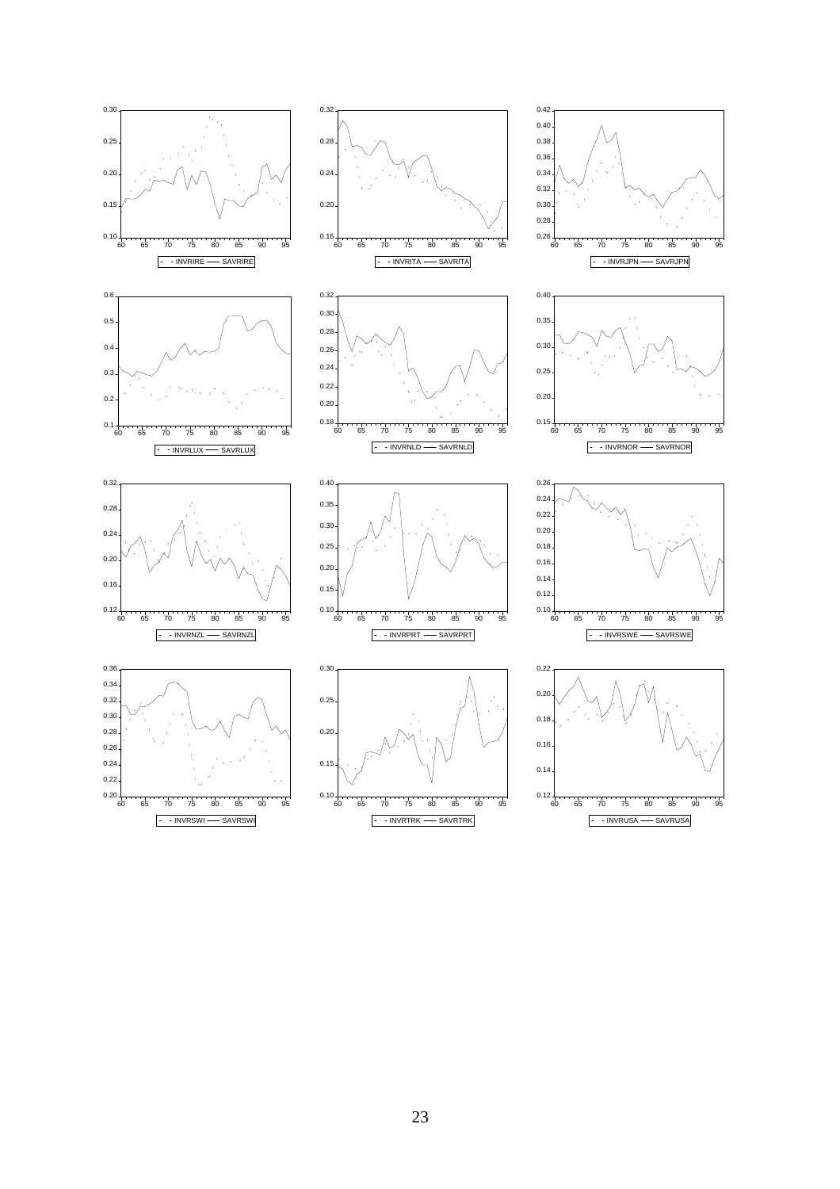- - INVRIRE —— SAVRIRE

- - INVRITA —— SAVRITA

- - INVRJPN —— SAVRJPN

- - INVRLUX —— SAVRLUX

- - INVRNLD —— SAVRNLD

- - INVRNOR —— SAVRNOR

- - INVRNZL —— SAVRNZL

- - INVRPRT —— SAVRPRT

- - INVRSWE —— SAVRSWE

- - INVRSWI —— SAVRSWI

- - INVRTRK —— SAVRTRK

- - INVRUSA —— SAVRUSA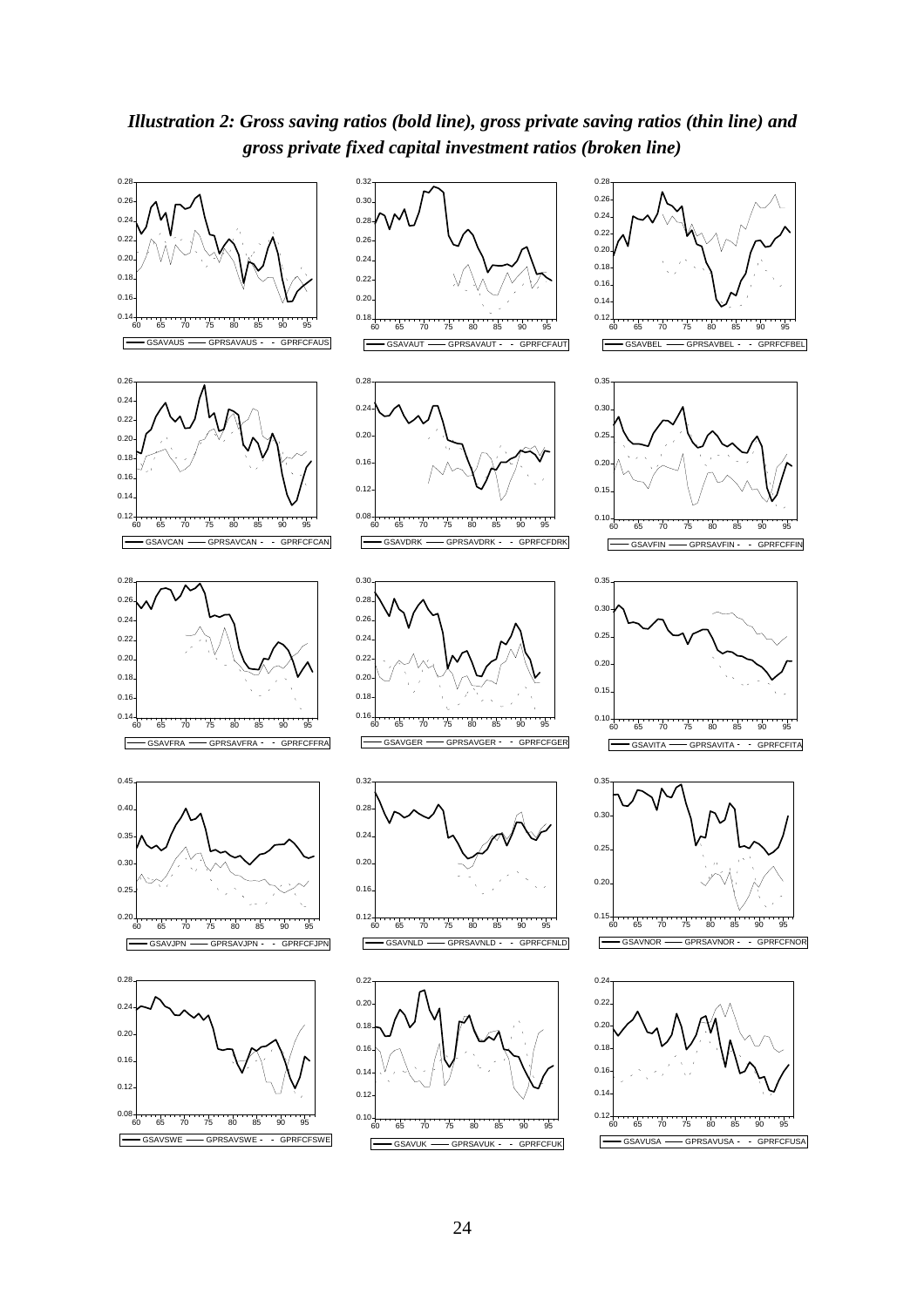***Illustration 2: Gross saving ratios (bold line), gross private saving ratios (thin line) and gross private fixed capital investment ratios (broken line)***

GSAVAUS — GPRSAVAUS - - GPRFCFAUS

GSAVAUT — GPRSAVAUT - - GPRFCFAUT

GSAVBEL — GPRSAVBEL - - GPRFCFBEL

GSAVCAN — GPRSAVCAN - - GPRFCFCAN

GSAVDRK — GPRSAVDRK - - GPRFCFDRK

GSAVFIN — GPRSAVFIN - - GPRFCFFIN

GSAVFRA — GPRSAVFRA - - GPRFCFFRA

GSAVGER — GPRSAVGER - - GPRFCFGER

GSAVITA — GPRSAVITA - - GPRFCFITA

GSAVJPN — GPRSAVJPN - - GPRFCFJPN

GSAVNLD — GPRSAVNLD - - GPRFCFNLD

GSAVNOR — GPRSAVNOR - - GPRFCFNOR

GSAVSWE — GPRSAVSWE - - GPRFCFSWE

GSAVUK — GPRSAVUK - - GPRFCFUK

GSAVUSA — GPRSAVUSA - - GPRFCFUSA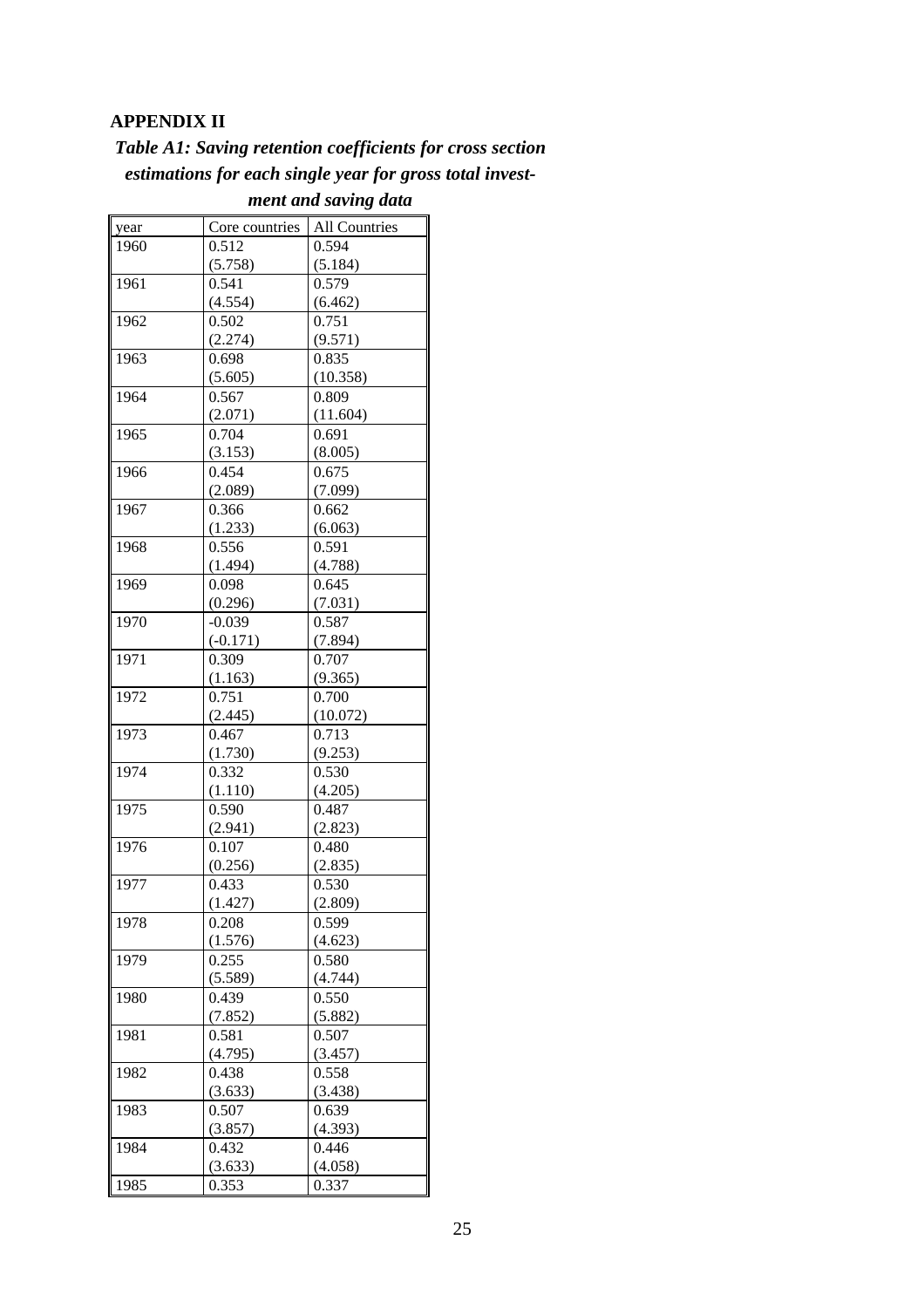**APPENDIX II**

***Table A1: Saving retention coefficients for cross section estimations for each single year for gross total investment and saving data***

| year | Core countries | All Countries |
|---|---|---|
| 1960 | 0.512<br>(5.758) | 0.594<br>(5.184) |
| 1961 | 0.541<br>(4.554) | 0.579<br>(6.462) |
| 1962 | 0.502<br>(2.274) | 0.751<br>(9.571) |
| 1963 | 0.698<br>(5.605) | 0.835<br>(10.358) |
| 1964 | 0.567<br>(2.071) | 0.809<br>(11.604) |
| 1965 | 0.704<br>(3.153) | 0.691<br>(8.005) |
| 1966 | 0.454<br>(2.089) | 0.675<br>(7.099) |
| 1967 | 0.366<br>(1.233) | 0.662<br>(6.063) |
| 1968 | 0.556<br>(1.494) | 0.591<br>(4.788) |
| 1969 | 0.098<br>(0.296) | 0.645<br>(7.031) |
| 1970 | -0.039<br>(-0.171) | 0.587<br>(7.894) |
| 1971 | 0.309<br>(1.163) | 0.707<br>(9.365) |
| 1972 | 0.751<br>(2.445) | 0.700<br>(10.072) |
| 1973 | 0.467<br>(1.730) | 0.713<br>(9.253) |
| 1974 | 0.332<br>(1.110) | 0.530<br>(4.205) |
| 1975 | 0.590<br>(2.941) | 0.487<br>(2.823) |
| 1976 | 0.107<br>(0.256) | 0.480<br>(2.835) |
| 1977 | 0.433<br>(1.427) | 0.530<br>(2.809) |
| 1978 | 0.208<br>(1.576) | 0.599<br>(4.623) |
| 1979 | 0.255<br>(5.589) | 0.580<br>(4.744) |
| 1980 | 0.439<br>(7.852) | 0.550<br>(5.882) |
| 1981 | 0.581<br>(4.795) | 0.507<br>(3.457) |
| 1982 | 0.438<br>(3.633) | 0.558<br>(3.438) |
| 1983 | 0.507<br>(3.857) | 0.639<br>(4.393) |
| 1984 | 0.432<br>(3.633) | 0.446<br>(4.058) |
| 1985 | 0.353 | 0.337 |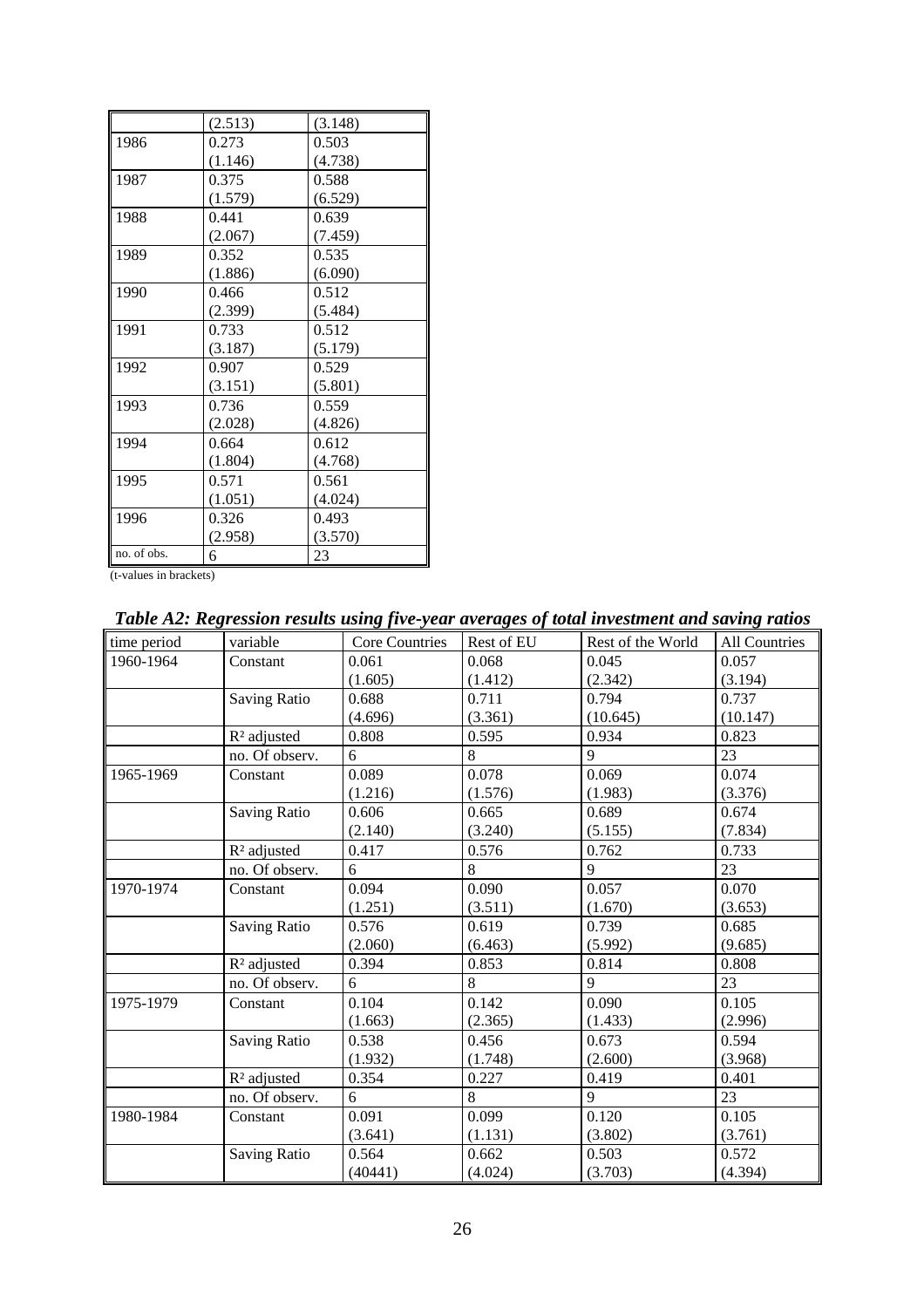| | (2.513) | (3.148) |
|---|---|---|
| 1986 | 0.273 | 0.503 |
| | (1.146) | (4.738) |
| 1987 | 0.375 | 0.588 |
| | (1.579) | (6.529) |
| 1988 | 0.441 | 0.639 |
| | (2.067) | (7.459) |
| 1989 | 0.352 | 0.535 |
| | (1.886) | (6.090) |
| 1990 | 0.466 | 0.512 |
| | (2.399) | (5.484) |
| 1991 | 0.733 | 0.512 |
| | (3.187) | (5.179) |
| 1992 | 0.907 | 0.529 |
| | (3.151) | (5.801) |
| 1993 | 0.736 | 0.559 |
| | (2.028) | (4.826) |
| 1994 | 0.664 | 0.612 |
| | (1.804) | (4.768) |
| 1995 | 0.571 | 0.561 |
| | (1.051) | (4.024) |
| 1996 | 0.326 | 0.493 |
| | (2.958) | (3.570) |
| no. of obs. | 6 | 23 |

(t-values in brackets)

***Table A2: Regression results using five-year averages of total investment and saving ratios***

| time period | variable | Core Countries | Rest of EU | Rest of the World | All Countries |
|---|---|---|---|---|---|
| 1960-1964 | Constant | 0.061 | 0.068 | 0.045 | 0.057 |
| | | (1.605) | (1.412) | (2.342) | (3.194) |
| | Saving Ratio | 0.688 | 0.711 | 0.794 | 0.737 |
| | | (4.696) | (3.361) | (10.645) | (10.147) |
| | $R^2$ adjusted | 0.808 | 0.595 | 0.934 | 0.823 |
| | no. Of observ. | 6 | 8 | 9 | 23 |
| 1965-1969 | Constant | 0.089 | 0.078 | 0.069 | 0.074 |
| | | (1.216) | (1.576) | (1.983) | (3.376) |
| | Saving Ratio | 0.606 | 0.665 | 0.689 | 0.674 |
| | | (2.140) | (3.240) | (5.155) | (7.834) |
| | $R^2$ adjusted | 0.417 | 0.576 | 0.762 | 0.733 |
| | no. Of observ. | 6 | 8 | 9 | 23 |
| 1970-1974 | Constant | 0.094 | 0.090 | 0.057 | 0.070 |
| | | (1.251) | (3.511) | (1.670) | (3.653) |
| | Saving Ratio | 0.576 | 0.619 | 0.739 | 0.685 |
| | | (2.060) | (6.463) | (5.992) | (9.685) |
| | $R^2$ adjusted | 0.394 | 0.853 | 0.814 | 0.808 |
| | no. Of observ. | 6 | 8 | 9 | 23 |
| 1975-1979 | Constant | 0.104 | 0.142 | 0.090 | 0.105 |
| | | (1.663) | (2.365) | (1.433) | (2.996) |
| | Saving Ratio | 0.538 | 0.456 | 0.673 | 0.594 |
| | | (1.932) | (1.748) | (2.600) | (3.968) |
| | $R^2$ adjusted | 0.354 | 0.227 | 0.419 | 0.401 |
| | no. Of observ. | 6 | 8 | 9 | 23 |
| 1980-1984 | Constant | 0.091 | 0.099 | 0.120 | 0.105 |
| | | (3.641) | (1.131) | (3.802) | (3.761) |
| | Saving Ratio | 0.564 | 0.662 | 0.503 | 0.572 |
| | | (40441) | (4.024) | (3.703) | (4.394) |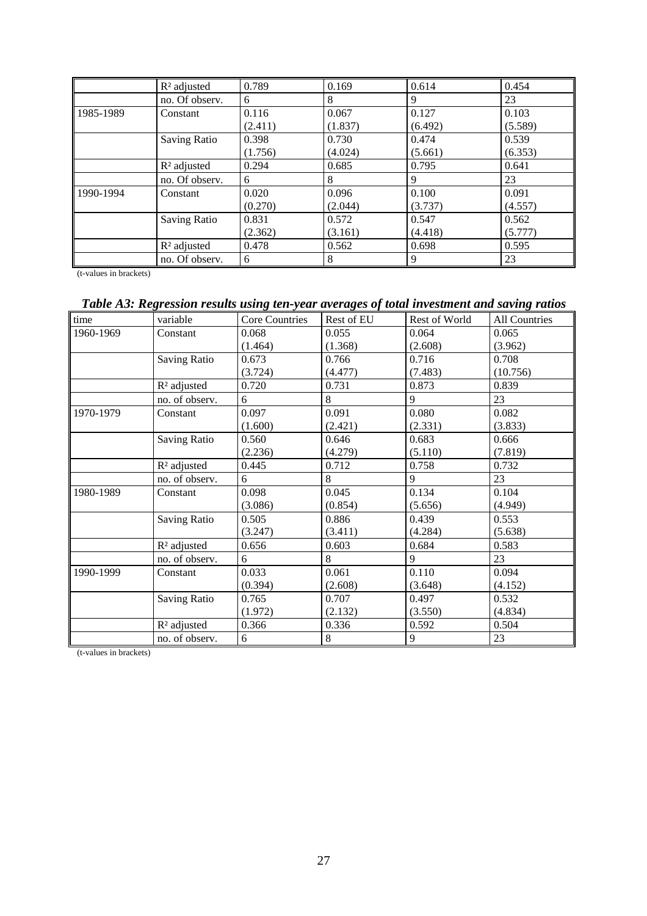| | $R^2$ adjusted | 0.789 | 0.169 | 0.614 | 0.454 |
|---|---|---|---|---|---|
| | no. Of observ. | 6 | 8 | 9 | 23 |
| 1985-1989 | Constant | 0.116<br>(2.411) | 0.067<br>(1.837) | 0.127<br>(6.492) | 0.103<br>(5.589) |
| | Saving Ratio | 0.398<br>(1.756) | 0.730<br>(4.024) | 0.474<br>(5.661) | 0.539<br>(6.353) |
| | $R^2$ adjusted | 0.294 | 0.685 | 0.795 | 0.641 |
| | no. Of observ. | 6 | 8 | 9 | 23 |
| 1990-1994 | Constant | 0.020<br>(0.270) | 0.096<br>(2.044) | 0.100<br>(3.737) | 0.091<br>(4.557) |
| | Saving Ratio | 0.831<br>(2.362) | 0.572<br>(3.161) | 0.547<br>(4.418) | 0.562<br>(5.777) |
| | $R^2$ adjusted | 0.478 | 0.562 | 0.698 | 0.595 |
| | no. Of observ. | 6 | 8 | 9 | 23 |

(t-values in brackets)

***Table A3: Regression results using ten-year averages of total investment and saving ratios***

| time | variable | Core Countries | Rest of EU | Rest of World | All Countries |
|---|---|---|---|---|---|
| 1960-1969 | Constant | 0.068<br>(1.464) | 0.055<br>(1.368) | 0.064<br>(2.608) | 0.065<br>(3.962) |
| | Saving Ratio | 0.673<br>(3.724) | 0.766<br>(4.477) | 0.716<br>(7.483) | 0.708<br>(10.756) |
| | $R^2$ adjusted | 0.720 | 0.731 | 0.873 | 0.839 |
| | no. of observ. | 6 | 8 | 9 | 23 |
| 1970-1979 | Constant | 0.097<br>(1.600) | 0.091<br>(2.421) | 0.080<br>(2.331) | 0.082<br>(3.833) |
| | Saving Ratio | 0.560<br>(2.236) | 0.646<br>(4.279) | 0.683<br>(5.110) | 0.666<br>(7.819) |
| | $R^2$ adjusted | 0.445 | 0.712 | 0.758 | 0.732 |
| | no. of observ. | 6 | 8 | 9 | 23 |
| 1980-1989 | Constant | 0.098<br>(3.086) | 0.045<br>(0.854) | 0.134<br>(5.656) | 0.104<br>(4.949) |
| | Saving Ratio | 0.505<br>(3.247) | 0.886<br>(3.411) | 0.439<br>(4.284) | 0.553<br>(5.638) |
| | $R^2$ adjusted | 0.656 | 0.603 | 0.684 | 0.583 |
| | no. of observ. | 6 | 8 | 9 | 23 |
| 1990-1999 | Constant | 0.033<br>(0.394) | 0.061<br>(2.608) | 0.110<br>(3.648) | 0.094<br>(4.152) |
| | Saving Ratio | 0.765<br>(1.972) | 0.707<br>(2.132) | 0.497<br>(3.550) | 0.532<br>(4.834) |
| | $R^2$ adjusted | 0.366 | 0.336 | 0.592 | 0.504 |
| | no. of observ. | 6 | 8 | 9 | 23 |

(t-values in brackets)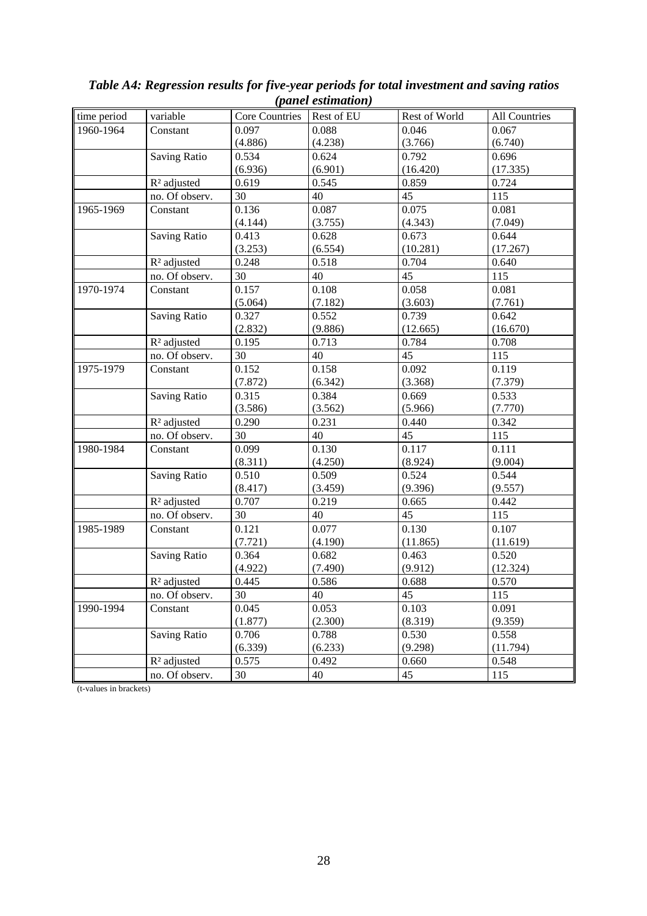***Table A4: Regression results for five-year periods for total investment and saving ratios (panel estimation)***

| time period | variable | Core Countries | Rest of EU | Rest of World | All Countries |
|---|---|---|---|---|---|
| 1960-1964 | Constant | 0.097<br>(4.886) | 0.088<br>(4.238) | 0.046<br>(3.766) | 0.067<br>(6.740) |
| | Saving Ratio | 0.534<br>(6.936) | 0.624<br>(6.901) | 0.792<br>(16.420) | 0.696<br>(17.335) |
| | $R^2$ adjusted | 0.619 | 0.545 | 0.859 | 0.724 |
| | no. Of observ. | 30 | 40 | 45 | 115 |
| 1965-1969 | Constant | 0.136<br>(4.144) | 0.087<br>(3.755) | 0.075<br>(4.343) | 0.081<br>(7.049) |
| | Saving Ratio | 0.413<br>(3.253) | 0.628<br>(6.554) | 0.673<br>(10.281) | 0.644<br>(17.267) |
| | $R^2$ adjusted | 0.248 | 0.518 | 0.704 | 0.640 |
| | no. Of observ. | 30 | 40 | 45 | 115 |
| 1970-1974 | Constant | 0.157<br>(5.064) | 0.108<br>(7.182) | 0.058<br>(3.603) | 0.081<br>(7.761) |
| | Saving Ratio | 0.327<br>(2.832) | 0.552<br>(9.886) | 0.739<br>(12.665) | 0.642<br>(16.670) |
| | $R^2$ adjusted | 0.195 | 0.713 | 0.784 | 0.708 |
| | no. Of observ. | 30 | 40 | 45 | 115 |
| 1975-1979 | Constant | 0.152<br>(7.872) | 0.158<br>(6.342) | 0.092<br>(3.368) | 0.119<br>(7.379) |
| | Saving Ratio | 0.315<br>(3.586) | 0.384<br>(3.562) | 0.669<br>(5.966) | 0.533<br>(7.770) |
| | $R^2$ adjusted | 0.290 | 0.231 | 0.440 | 0.342 |
| | no. Of observ. | 30 | 40 | 45 | 115 |
| 1980-1984 | Constant | 0.099<br>(8.311) | 0.130<br>(4.250) | 0.117<br>(8.924) | 0.111<br>(9.004) |
| | Saving Ratio | 0.510<br>(8.417) | 0.509<br>(3.459) | 0.524<br>(9.396) | 0.544<br>(9.557) |
| | $R^2$ adjusted | 0.707 | 0.219 | 0.665 | 0.442 |
| | no. Of observ. | 30 | 40 | 45 | 115 |
| 1985-1989 | Constant | 0.121<br>(7.721) | 0.077<br>(4.190) | 0.130<br>(11.865) | 0.107<br>(11.619) |
| | Saving Ratio | 0.364<br>(4.922) | 0.682<br>(7.490) | 0.463<br>(9.912) | 0.520<br>(12.324) |
| | $R^2$ adjusted | 0.445 | 0.586 | 0.688 | 0.570 |
| | no. Of observ. | 30 | 40 | 45 | 115 |
| 1990-1994 | Constant | 0.045<br>(1.877) | 0.053<br>(2.300) | 0.103<br>(8.319) | 0.091<br>(9.359) |
| | Saving Ratio | 0.706<br>(6.339) | 0.788<br>(6.233) | 0.530<br>(9.298) | 0.558<br>(11.794) |
| | $R^2$ adjusted | 0.575 | 0.492 | 0.660 | 0.548 |
| | no. Of observ. | 30 | 40 | 45 | 115 |

(t-values in brackets)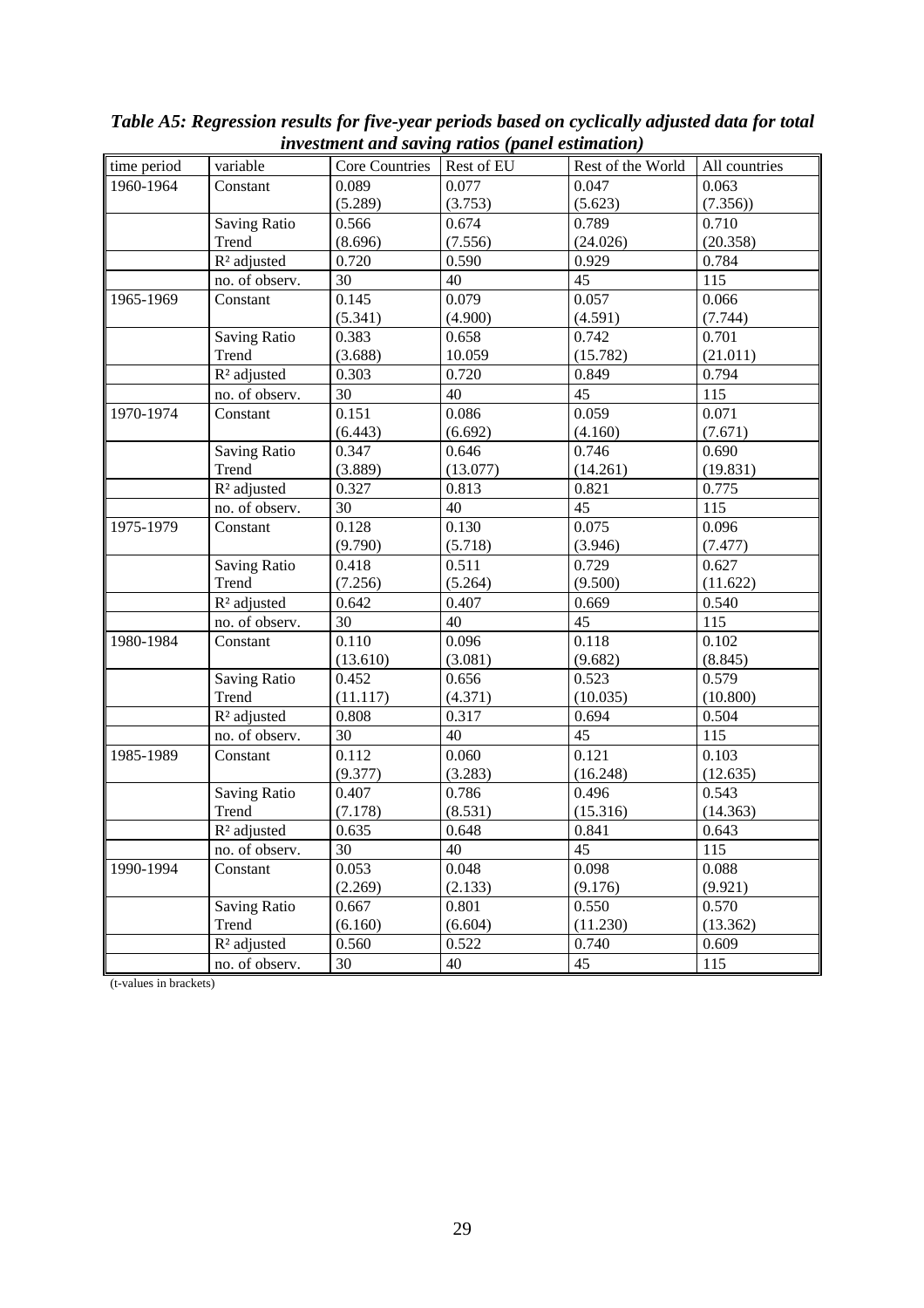***Table A5: Regression results for five-year periods based on cyclically adjusted data for total investment and saving ratios (panel estimation)***

| time period | variable | Core Countries | Rest of EU | Rest of the World | All countries |
|---|---|---|---|---|---|
| 1960-1964 | Constant | 0.089<br>(5.289) | 0.077<br>(3.753) | 0.047<br>(5.623) | 0.063<br>(7.356)) |
| | Saving Ratio<br>Trend | 0.566<br>(8.696) | 0.674<br>(7.556) | 0.789<br>(24.026) | 0.710<br>(20.358) |
| | $R^2$ adjusted | 0.720 | 0.590 | 0.929 | 0.784 |
| | no. of observ. | 30 | 40 | 45 | 115 |
| 1965-1969 | Constant | 0.145<br>(5.341) | 0.079<br>(4.900) | 0.057<br>(4.591) | 0.066<br>(7.744) |
| | Saving Ratio<br>Trend | 0.383<br>(3.688) | 0.658<br>10.059 | 0.742<br>(15.782) | 0.701<br>(21.011) |
| | $R^2$ adjusted | 0.303 | 0.720 | 0.849 | 0.794 |
| | no. of observ. | 30 | 40 | 45 | 115 |
| 1970-1974 | Constant | 0.151<br>(6.443) | 0.086<br>(6.692) | 0.059<br>(4.160) | 0.071<br>(7.671) |
| | Saving Ratio<br>Trend | 0.347<br>(3.889) | 0.646<br>(13.077) | 0.746<br>(14.261) | 0.690<br>(19.831) |
| | $R^2$ adjusted | 0.327 | 0.813 | 0.821 | 0.775 |
| | no. of observ. | 30 | 40 | 45 | 115 |
| 1975-1979 | Constant | 0.128<br>(9.790) | 0.130<br>(5.718) | 0.075<br>(3.946) | 0.096<br>(7.477) |
| | Saving Ratio<br>Trend | 0.418<br>(7.256) | 0.511<br>(5.264) | 0.729<br>(9.500) | 0.627<br>(11.622) |
| | $R^2$ adjusted | 0.642 | 0.407 | 0.669 | 0.540 |
| | no. of observ. | 30 | 40 | 45 | 115 |
| 1980-1984 | Constant | 0.110<br>(13.610) | 0.096<br>(3.081) | 0.118<br>(9.682) | 0.102<br>(8.845) |
| | Saving Ratio<br>Trend | 0.452<br>(11.117) | 0.656<br>(4.371) | 0.523<br>(10.035) | 0.579<br>(10.800) |
| | $R^2$ adjusted | 0.808 | 0.317 | 0.694 | 0.504 |
| | no. of observ. | 30 | 40 | 45 | 115 |
| 1985-1989 | Constant | 0.112<br>(9.377) | 0.060<br>(3.283) | 0.121<br>(16.248) | 0.103<br>(12.635) |
| | Saving Ratio<br>Trend | 0.407<br>(7.178) | 0.786<br>(8.531) | 0.496<br>(15.316) | 0.543<br>(14.363) |
| | $R^2$ adjusted | 0.635 | 0.648 | 0.841 | 0.643 |
| | no. of observ. | 30 | 40 | 45 | 115 |
| 1990-1994 | Constant | 0.053<br>(2.269) | 0.048<br>(2.133) | 0.098<br>(9.176) | 0.088<br>(9.921) |
| | Saving Ratio<br>Trend | 0.667<br>(6.160) | 0.801<br>(6.604) | 0.550<br>(11.230) | 0.570<br>(13.362) |
| | $R^2$ adjusted | 0.560 | 0.522 | 0.740 | 0.609 |
| | no. of observ. | 30 | 40 | 45 | 115 |

(t-values in brackets)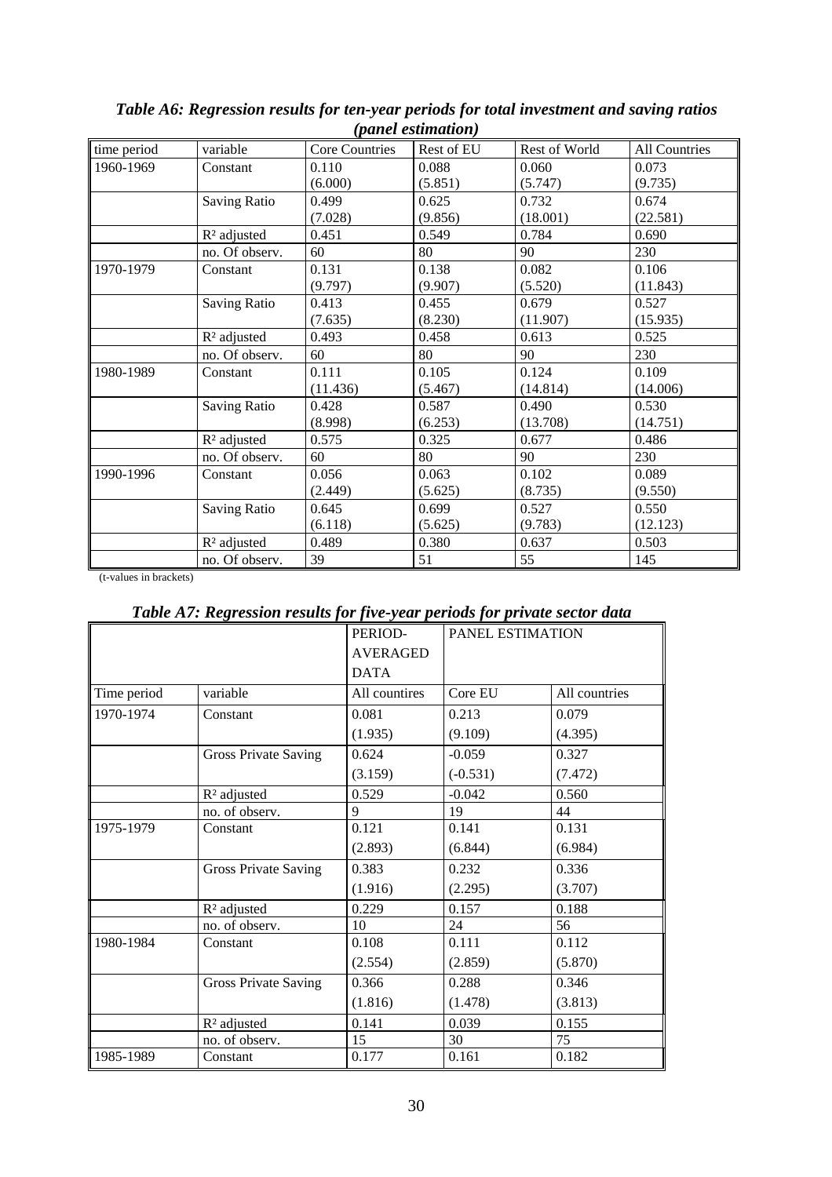***Table A6: Regression results for ten-year periods for total investment and saving ratios (panel estimation)***

| time period | variable | Core Countries | Rest of EU | Rest of World | All Countries |
|---|---|---|---|---|---|
| 1960-1969 | Constant | 0.110<br>(6.000) | 0.088<br>(5.851) | 0.060<br>(5.747) | 0.073<br>(9.735) |
| | Saving Ratio | 0.499<br>(7.028) | 0.625<br>(9.856) | 0.732<br>(18.001) | 0.674<br>(22.581) |
| | $R^2$ adjusted | 0.451 | 0.549 | 0.784 | 0.690 |
| | no. Of observ. | 60 | 80 | 90 | 230 |
| 1970-1979 | Constant | 0.131<br>(9.797) | 0.138<br>(9.907) | 0.082<br>(5.520) | 0.106<br>(11.843) |
| | Saving Ratio | 0.413<br>(7.635) | 0.455<br>(8.230) | 0.679<br>(11.907) | 0.527<br>(15.935) |
| | $R^2$ adjusted | 0.493 | 0.458 | 0.613 | 0.525 |
| | no. Of observ. | 60 | 80 | 90 | 230 |
| 1980-1989 | Constant | 0.111<br>(11.436) | 0.105<br>(5.467) | 0.124<br>(14.814) | 0.109<br>(14.006) |
| | Saving Ratio | 0.428<br>(8.998) | 0.587<br>(6.253) | 0.490<br>(13.708) | 0.530<br>(14.751) |
| | $R^2$ adjusted | 0.575 | 0.325 | 0.677 | 0.486 |
| | no. Of observ. | 60 | 80 | 90 | 230 |
| 1990-1996 | Constant | 0.056<br>(2.449) | 0.063<br>(5.625) | 0.102<br>(8.735) | 0.089<br>(9.550) |
| | Saving Ratio | 0.645<br>(6.118) | 0.699<br>(5.625) | 0.527<br>(9.783) | 0.550<br>(12.123) |
| | $R^2$ adjusted | 0.489 | 0.380 | 0.637 | 0.503 |
| | no. Of observ. | 39 | 51 | 55 | 145 |

(t-values in brackets)

***Table A7: Regression results for five-year periods for private sector data***

| | | PERIOD-AVERAGED DATA | PANEL ESTIMATION | |
|---|---|---|---|---|
| Time period | variable | All countires | Core EU | All countries |
| 1970-1974 | Constant | 0.081<br>(1.935) | 0.213<br>(9.109) | 0.079<br>(4.395) |
| | Gross Private Saving | 0.624<br>(3.159) | -0.059<br>(-0.531) | 0.327<br>(7.472) |
| | $R^2$ adjusted | 0.529 | -0.042 | 0.560 |
| | no. of observ. | 9 | 19 | 44 |
| 1975-1979 | Constant | 0.121<br>(2.893) | 0.141<br>(6.844) | 0.131<br>(6.984) |
| | Gross Private Saving | 0.383<br>(1.916) | 0.232<br>(2.295) | 0.336<br>(3.707) |
| | $R^2$ adjusted | 0.229 | 0.157 | 0.188 |
| | no. of observ. | 10 | 24 | 56 |
| 1980-1984 | Constant | 0.108<br>(2.554) | 0.111<br>(2.859) | 0.112<br>(5.870) |
| | Gross Private Saving | 0.366<br>(1.816) | 0.288<br>(1.478) | 0.346<br>(3.813) |
| | $R^2$ adjusted | 0.141 | 0.039 | 0.155 |
| | no. of observ. | 15 | 30 | 75 |
| 1985-1989 | Constant | 0.177 | 0.161 | 0.182 |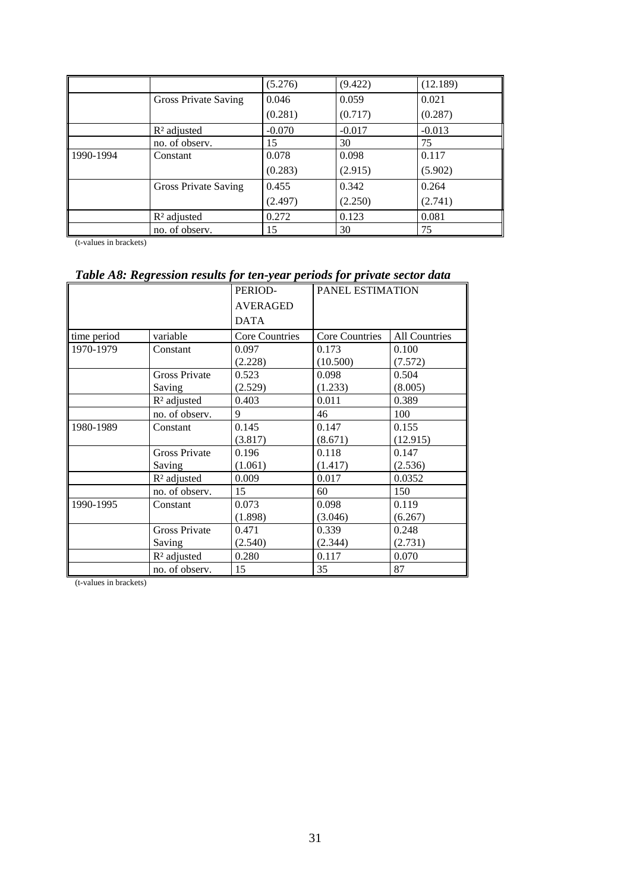| | | | | |
|---|---|---|---|---|
| | | (5.276) | (9.422) | (12.189) |
| | Gross Private Saving | 0.046 | 0.059 | 0.021 |
| | | (0.281) | (0.717) | (0.287) |
| | $R^2$ adjusted | -0.070 | -0.017 | -0.013 |
| | no. of observ. | 15 | 30 | 75 |
| 1990-1994 | Constant | 0.078 | 0.098 | 0.117 |
| | | (0.283) | (2.915) | (5.902) |
| | Gross Private Saving | 0.455 | 0.342 | 0.264 |
| | | (2.497) | (2.250) | (2.741) |
| | $R^2$ adjusted | 0.272 | 0.123 | 0.081 |
| | no. of observ. | 15 | 30 | 75 |

(t-values in brackets)

***Table A8: Regression results for ten-year periods for private sector data***

| | | PERIOD-AVERAGED DATA | PANEL ESTIMATION | |
|---|---|---|---|---|
| time period | variable | Core Countries | Core Countries | All Countries |
| 1970-1979 | Constant | 0.097<br>(2.228) | 0.173<br>(10.500) | 0.100<br>(7.572) |
| | Gross Private Saving | 0.523<br>(2.529) | 0.098<br>(1.233) | 0.504<br>(8.005) |
| | $R^2$ adjusted | 0.403 | 0.011 | 0.389 |
| | no. of observ. | 9 | 46 | 100 |
| 1980-1989 | Constant | 0.145<br>(3.817) | 0.147<br>(8.671) | 0.155<br>(12.915) |
| | Gross Private Saving | 0.196<br>(1.061) | 0.118<br>(1.417) | 0.147<br>(2.536) |
| | $R^2$ adjusted | 0.009 | 0.017 | 0.0352 |
| | no. of observ. | 15 | 60 | 150 |
| 1990-1995 | Constant | 0.073<br>(1.898) | 0.098<br>(3.046) | 0.119<br>(6.267) |
| | Gross Private Saving | 0.471<br>(2.540) | 0.339<br>(2.344) | 0.248<br>(2.731) |
| | $R^2$ adjusted | 0.280 | 0.117 | 0.070 |
| | no. of observ. | 15 | 35 | 87 |

(t-values in brackets)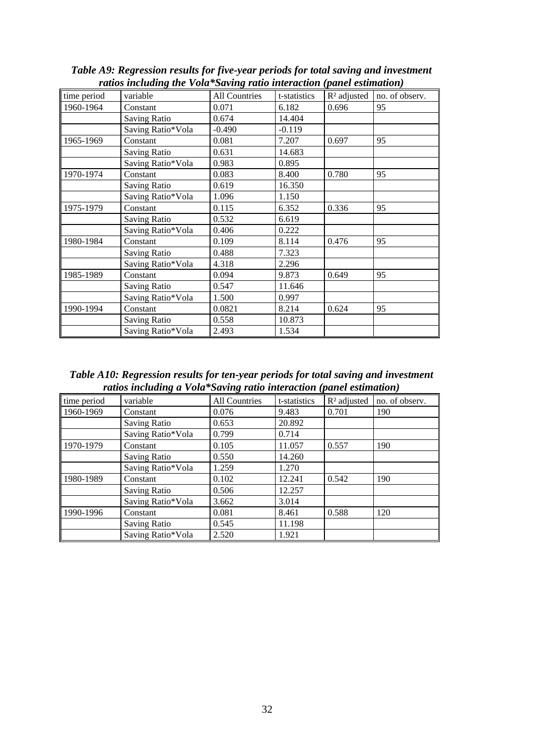***Table A9: Regression results for five-year periods for total saving and investment ratios including the Vola*Saving ratio interaction (panel estimation)***

| time period | variable | All Countries | t-statistics | $R^2$ adjusted | no. of observ. |
|---|---|---|---|---|---|
| 1960-1964 | Constant | 0.071 | 6.182 | 0.696 | 95 |
| | Saving Ratio | 0.674 | 14.404 | | |
| | Saving Ratio*Vola | -0.490 | -0.119 | | |
| 1965-1969 | Constant | 0.081 | 7.207 | 0.697 | 95 |
| | Saving Ratio | 0.631 | 14.683 | | |
| | Saving Ratio*Vola | 0.983 | 0.895 | | |
| 1970-1974 | Constant | 0.083 | 8.400 | 0.780 | 95 |
| | Saving Ratio | 0.619 | 16.350 | | |
| | Saving Ratio*Vola | 1.096 | 1.150 | | |
| 1975-1979 | Constant | 0.115 | 6.352 | 0.336 | 95 |
| | Saving Ratio | 0.532 | 6.619 | | |
| | Saving Ratio*Vola | 0.406 | 0.222 | | |
| 1980-1984 | Constant | 0.109 | 8.114 | 0.476 | 95 |
| | Saving Ratio | 0.488 | 7.323 | | |
| | Saving Ratio*Vola | 4.318 | 2.296 | | |
| 1985-1989 | Constant | 0.094 | 9.873 | 0.649 | 95 |
| | Saving Ratio | 0.547 | 11.646 | | |
| | Saving Ratio*Vola | 1.500 | 0.997 | | |
| 1990-1994 | Constant | 0.0821 | 8.214 | 0.624 | 95 |
| | Saving Ratio | 0.558 | 10.873 | | |
| | Saving Ratio*Vola | 2.493 | 1.534 | | |

***Table A10: Regression results for ten-year periods for total saving and investment ratios including a Vola*Saving ratio interaction (panel estimation)***

| time period | variable | All Countries | t-statistics | $R^2$ adjusted | no. of observ. |
|---|---|---|---|---|---|
| 1960-1969 | Constant | 0.076 | 9.483 | 0.701 | 190 |
| | Saving Ratio | 0.653 | 20.892 | | |
| | Saving Ratio*Vola | 0.799 | 0.714 | | |
| 1970-1979 | Constant | 0.105 | 11.057 | 0.557 | 190 |
| | Saving Ratio | 0.550 | 14.260 | | |
| | Saving Ratio*Vola | 1.259 | 1.270 | | |
| 1980-1989 | Constant | 0.102 | 12.241 | 0.542 | 190 |
| | Saving Ratio | 0.506 | 12.257 | | |
| | Saving Ratio*Vola | 3.662 | 3.014 | | |
| 1990-1996 | Constant | 0.081 | 8.461 | 0.588 | 120 |
| | Saving Ratio | 0.545 | 11.198 | | |
| | Saving Ratio*Vola | 2.520 | 1.921 | | |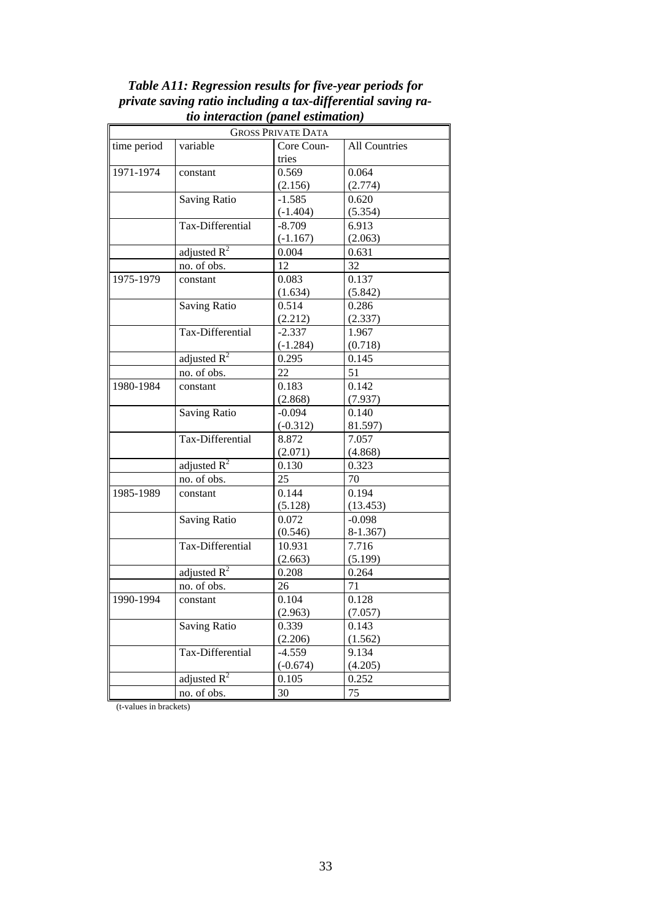***Table A11: Regression results for five-year periods for private saving ratio including a tax-differential saving ratio interaction (panel estimation)***

| GROSS PRIVATE DATA | | | |
|---|---|---|---|
| time period | variable | Core Countries | All Countries |
| 1971-1974 | constant | 0.569<br>(2.156) | 0.064<br>(2.774) |
| | Saving Ratio | -1.585<br>(-1.404) | 0.620<br>(5.354) |
| | Tax-Differential | -8.709<br>(-1.167) | 6.913<br>(2.063) |
| | adjusted $R^2$ | 0.004 | 0.631 |
| | no. of obs. | 12 | 32 |
| 1975-1979 | constant | 0.083<br>(1.634) | 0.137<br>(5.842) |
| | Saving Ratio | 0.514<br>(2.212) | 0.286<br>(2.337) |
| | Tax-Differential | -2.337<br>(-1.284) | 1.967<br>(0.718) |
| | adjusted $R^2$ | 0.295 | 0.145 |
| | no. of obs. | 22 | 51 |
| 1980-1984 | constant | 0.183<br>(2.868) | 0.142<br>(7.937) |
| | Saving Ratio | -0.094<br>(-0.312) | 0.140<br>81.597) |
| | Tax-Differential | 8.872<br>(2.071) | 7.057<br>(4.868) |
| | adjusted $R^2$ | 0.130 | 0.323 |
| | no. of obs. | 25 | 70 |
| 1985-1989 | constant | 0.144<br>(5.128) | 0.194<br>(13.453) |
| | Saving Ratio | 0.072<br>(0.546) | -0.098<br>8-1.367) |
| | Tax-Differential | 10.931<br>(2.663) | 7.716<br>(5.199) |
| | adjusted $R^2$ | 0.208 | 0.264 |
| | no. of obs. | 26 | 71 |
| 1990-1994 | constant | 0.104<br>(2.963) | 0.128<br>(7.057) |
| | Saving Ratio | 0.339<br>(2.206) | 0.143<br>(1.562) |
| | Tax-Differential | -4.559<br>(-0.674) | 9.134<br>(4.205) |
| | adjusted $R^2$ | 0.105 | 0.252 |
| | no. of obs. | 30 | 75 |

(t-values in brackets)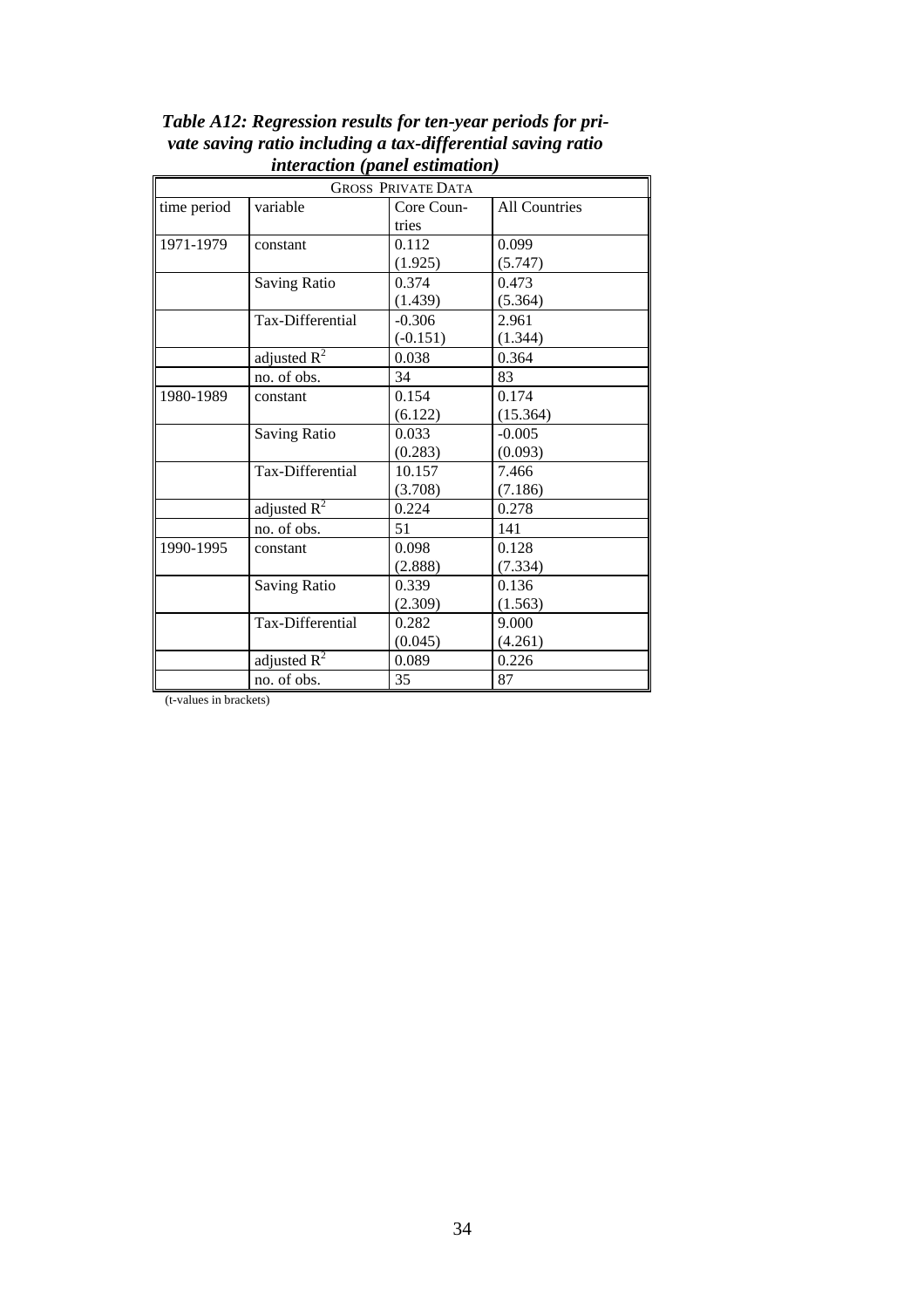*Table A12: Regression results for ten-year periods for private saving ratio including a tax-differential saving ratio interaction (panel estimation)*

| Gross Private Data | | | |
|---|---|---|---|
| time period | variable | Core Countries | All Countries |
| 1971-1979 | constant | 0.112<br>(1.925) | 0.099<br>(5.747) |
| | Saving Ratio | 0.374<br>(1.439) | 0.473<br>(5.364) |
| | Tax-Differential | -0.306<br>(-0.151) | 2.961<br>(1.344) |
| | adjusted $R^2$ | 0.038 | 0.364 |
| | no. of obs. | 34 | 83 |
| 1980-1989 | constant | 0.154<br>(6.122) | 0.174<br>(15.364) |
| | Saving Ratio | 0.033<br>(0.283) | -0.005<br>(0.093) |
| | Tax-Differential | 10.157<br>(3.708) | 7.466<br>(7.186) |
| | adjusted $R^2$ | 0.224 | 0.278 |
| | no. of obs. | 51 | 141 |
| 1990-1995 | constant | 0.098<br>(2.888) | 0.128<br>(7.334) |
| | Saving Ratio | 0.339<br>(2.309) | 0.136<br>(1.563) |
| | Tax-Differential | 0.282<br>(0.045) | 9.000<br>(4.261) |
| | adjusted $R^2$ | 0.089 | 0.226 |
| | no. of obs. | 35 | 87 |

(t-values in brackets)